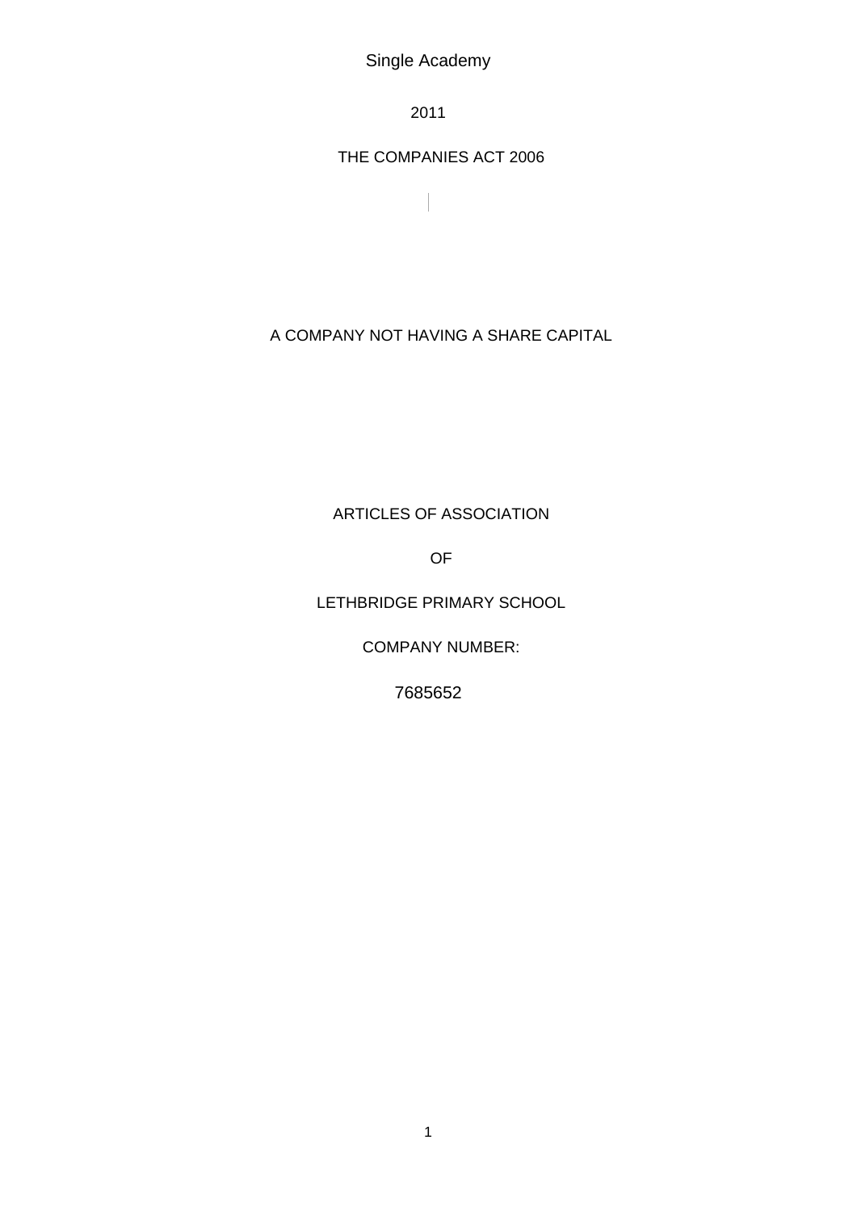Single Academy

2011

THE COMPANIES ACT 2006

A COMPANY NOT HAVING A SHARE CAPITAL

# ARTICLES OF ASSOCIATION

OF

LETHBRIDGE PRIMARY SCHOOL

COMPANY NUMBER:

7685652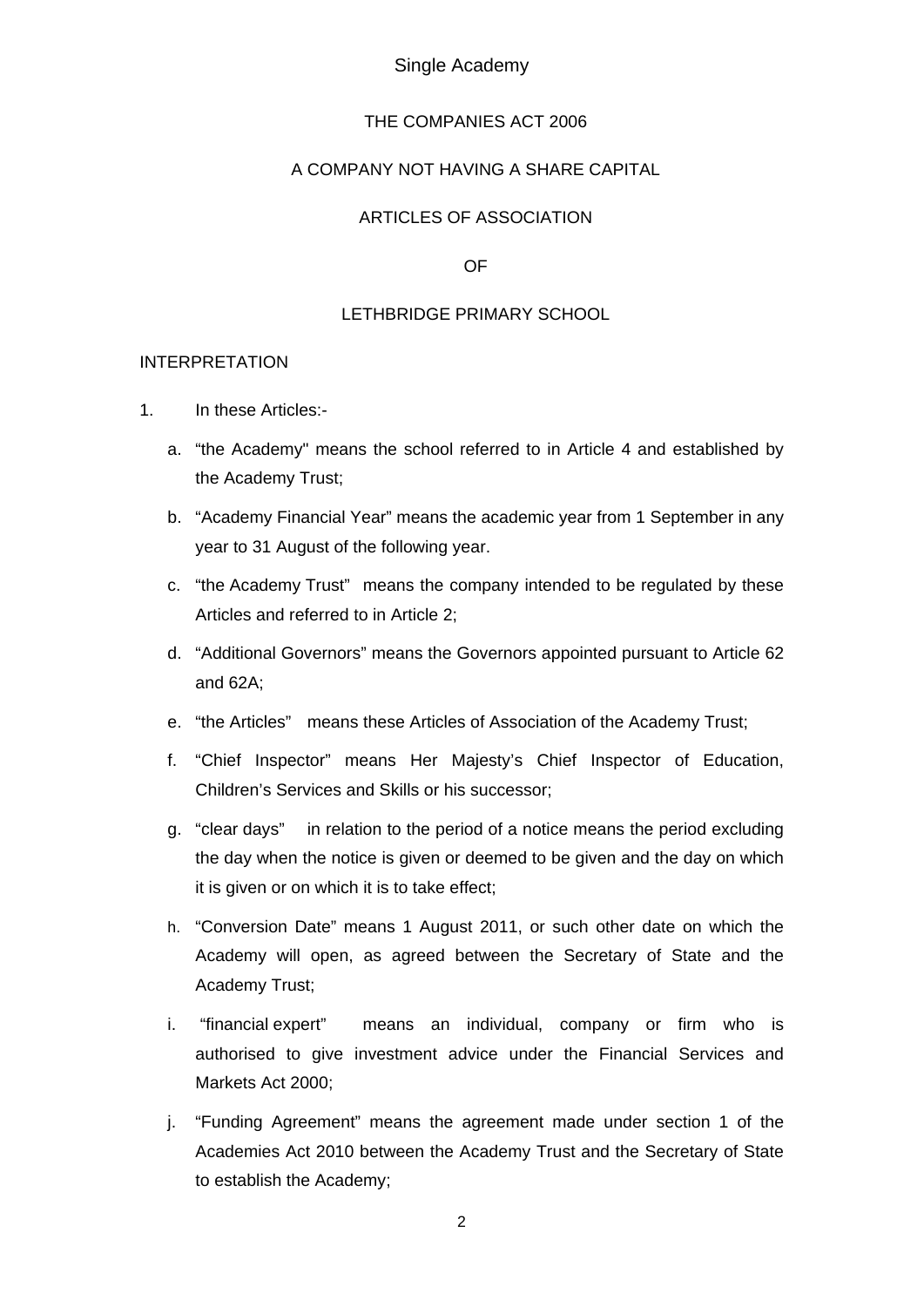Single Academy

THE COMPANIES ACT 2006

A COMPANY NOT HAVING A SHARE CAPITAL

ARTICLES OF ASSOCIATION

OF

LETHBRIDGE PRIMARY SCHOOL

INTERPRETATION

1. In these Articles:-

   a. "the Academy" means the school referred to in Article 4 and established by the Academy Trust;

   b. "Academy Financial Year" means the academic year from 1 September in any year to 31 August of the following year.

   c. "the Academy Trust" means the company intended to be regulated by these Articles and referred to in Article 2;

   d. "Additional Governors" means the Governors appointed pursuant to Article 62 and 62A;

   e. "the Articles" means these Articles of Association of the Academy Trust;

   f. "Chief Inspector" means Her Majesty's Chief Inspector of Education, Children's Services and Skills or his successor;

   g. "clear days" in relation to the period of a notice means the period excluding the day when the notice is given or deemed to be given and the day on which it is given or on which it is to take effect;

   h. "Conversion Date" means 1 August 2011, or such other date on which the Academy will open, as agreed between the Secretary of State and the Academy Trust;

   i. "financial expert" means an individual, company or firm who is authorised to give investment advice under the Financial Services and Markets Act 2000;

   j. "Funding Agreement" means the agreement made under section 1 of the Academies Act 2010 between the Academy Trust and the Secretary of State to establish the Academy;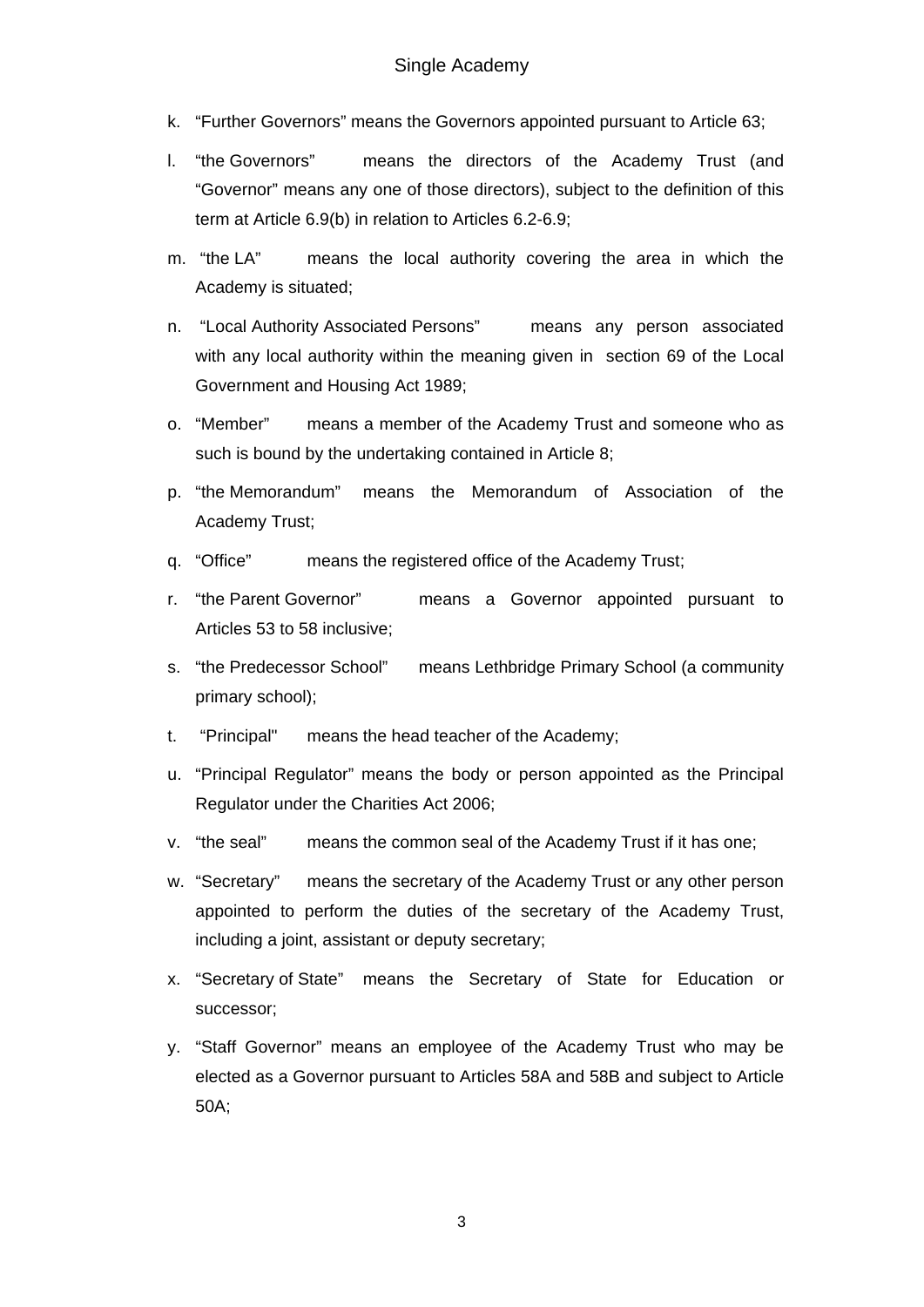k. "Further Governors" means the Governors appointed pursuant to Article 63;

l. "the Governors" means the directors of the Academy Trust (and "Governor" means any one of those directors), subject to the definition of this term at Article 6.9(b) in relation to Articles 6.2-6.9;

m. "the LA" means the local authority covering the area in which the Academy is situated;

n. "Local Authority Associated Persons" means any person associated with any local authority within the meaning given in section 69 of the Local Government and Housing Act 1989;

o. "Member" means a member of the Academy Trust and someone who as such is bound by the undertaking contained in Article 8;

p. "the Memorandum" means the Memorandum of Association of the Academy Trust;

q. "Office" means the registered office of the Academy Trust;

r. "the Parent Governor" means a Governor appointed pursuant to Articles 53 to 58 inclusive;

s. "the Predecessor School" means Lethbridge Primary School (a community primary school);

t. "Principal" means the head teacher of the Academy;

u. "Principal Regulator" means the body or person appointed as the Principal Regulator under the Charities Act 2006;

v. "the seal" means the common seal of the Academy Trust if it has one;

w. "Secretary" means the secretary of the Academy Trust or any other person appointed to perform the duties of the secretary of the Academy Trust, including a joint, assistant or deputy secretary;

x. "Secretary of State" means the Secretary of State for Education or successor;

y. "Staff Governor" means an employee of the Academy Trust who may be elected as a Governor pursuant to Articles 58A and 58B and subject to Article 50A;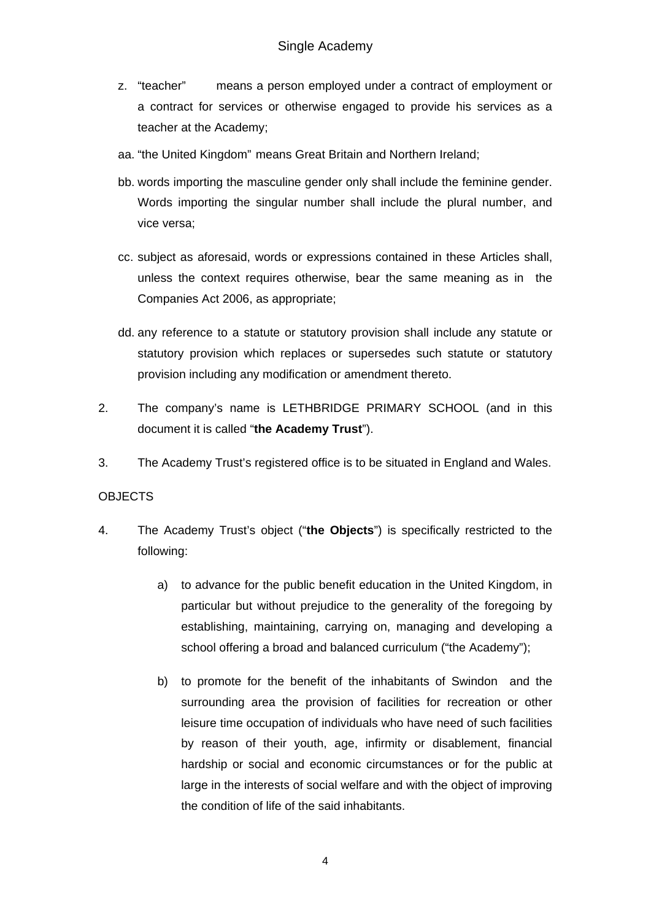z. "teacher" means a person employed under a contract of employment or a contract for services or otherwise engaged to provide his services as a teacher at the Academy;

aa. "the United Kingdom" means Great Britain and Northern Ireland;

bb. words importing the masculine gender only shall include the feminine gender. Words importing the singular number shall include the plural number, and vice versa;

cc. subject as aforesaid, words or expressions contained in these Articles shall, unless the context requires otherwise, bear the same meaning as in the Companies Act 2006, as appropriate;

dd. any reference to a statute or statutory provision shall include any statute or statutory provision which replaces or supersedes such statute or statutory provision including any modification or amendment thereto.

2. The company's name is LETHBRIDGE PRIMARY SCHOOL (and in this document it is called "**the Academy Trust**").

3. The Academy Trust's registered office is to be situated in England and Wales.

OBJECTS

4. The Academy Trust's object ("**the Objects**") is specifically restricted to the following:

   a) to advance for the public benefit education in the United Kingdom, in particular but without prejudice to the generality of the foregoing by establishing, maintaining, carrying on, managing and developing a school offering a broad and balanced curriculum ("the Academy");

   b) to promote for the benefit of the inhabitants of Swindon and the surrounding area the provision of facilities for recreation or other leisure time occupation of individuals who have need of such facilities by reason of their youth, age, infirmity or disablement, financial hardship or social and economic circumstances or for the public at large in the interests of social welfare and with the object of improving the condition of life of the said inhabitants.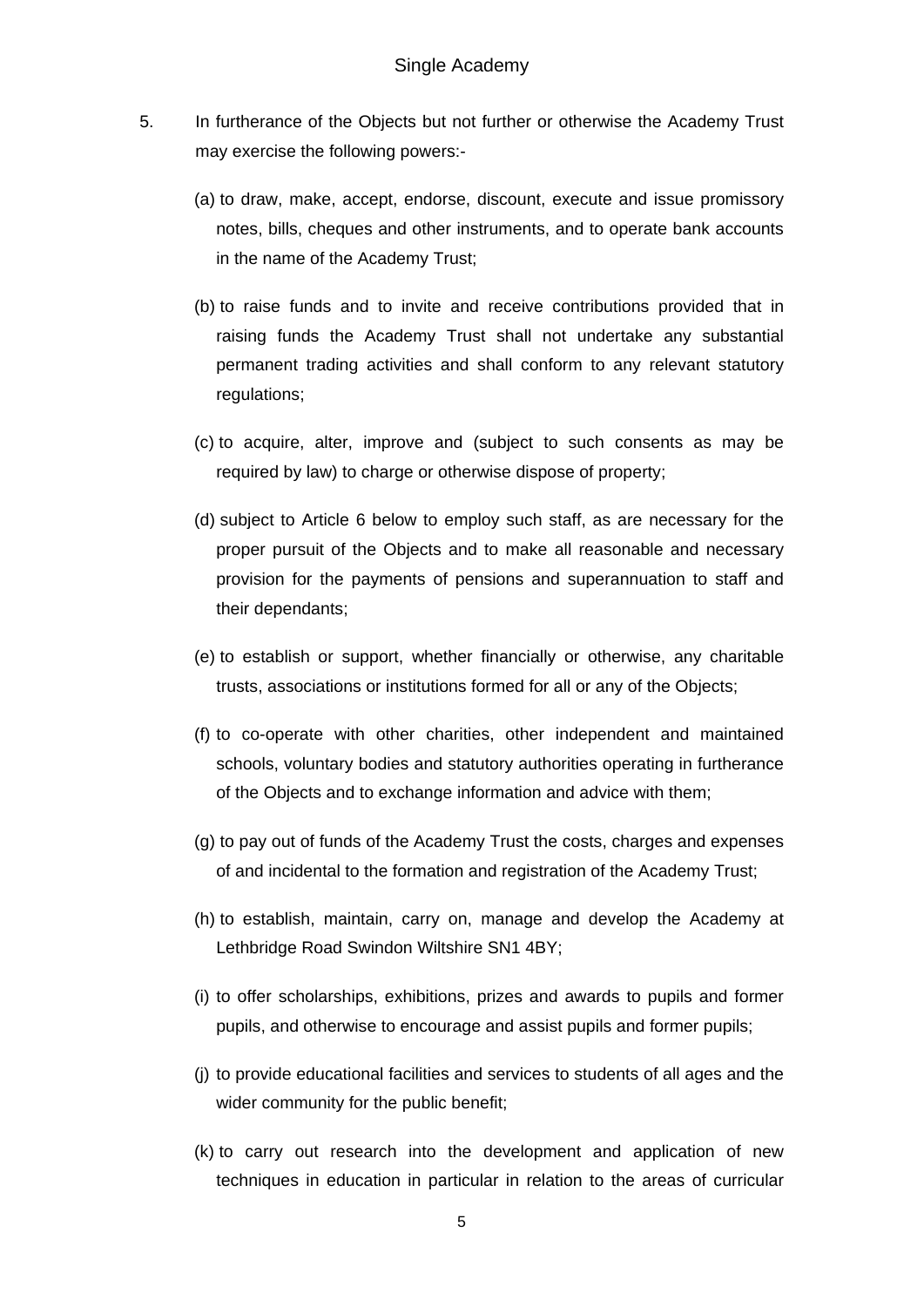5. In furtherance of the Objects but not further or otherwise the Academy Trust may exercise the following powers:-

   (a) to draw, make, accept, endorse, discount, execute and issue promissory notes, bills, cheques and other instruments, and to operate bank accounts in the name of the Academy Trust;

   (b) to raise funds and to invite and receive contributions provided that in raising funds the Academy Trust shall not undertake any substantial permanent trading activities and shall conform to any relevant statutory regulations;

   (c) to acquire, alter, improve and (subject to such consents as may be required by law) to charge or otherwise dispose of property;

   (d) subject to Article 6 below to employ such staff, as are necessary for the proper pursuit of the Objects and to make all reasonable and necessary provision for the payments of pensions and superannuation to staff and their dependants;

   (e) to establish or support, whether financially or otherwise, any charitable trusts, associations or institutions formed for all or any of the Objects;

   (f) to co-operate with other charities, other independent and maintained schools, voluntary bodies and statutory authorities operating in furtherance of the Objects and to exchange information and advice with them;

   (g) to pay out of funds of the Academy Trust the costs, charges and expenses of and incidental to the formation and registration of the Academy Trust;

   (h) to establish, maintain, carry on, manage and develop the Academy at Lethbridge Road Swindon Wiltshire SN1 4BY;

   (i) to offer scholarships, exhibitions, prizes and awards to pupils and former pupils, and otherwise to encourage and assist pupils and former pupils;

   (j) to provide educational facilities and services to students of all ages and the wider community for the public benefit;

   (k) to carry out research into the development and application of new techniques in education in particular in relation to the areas of curricular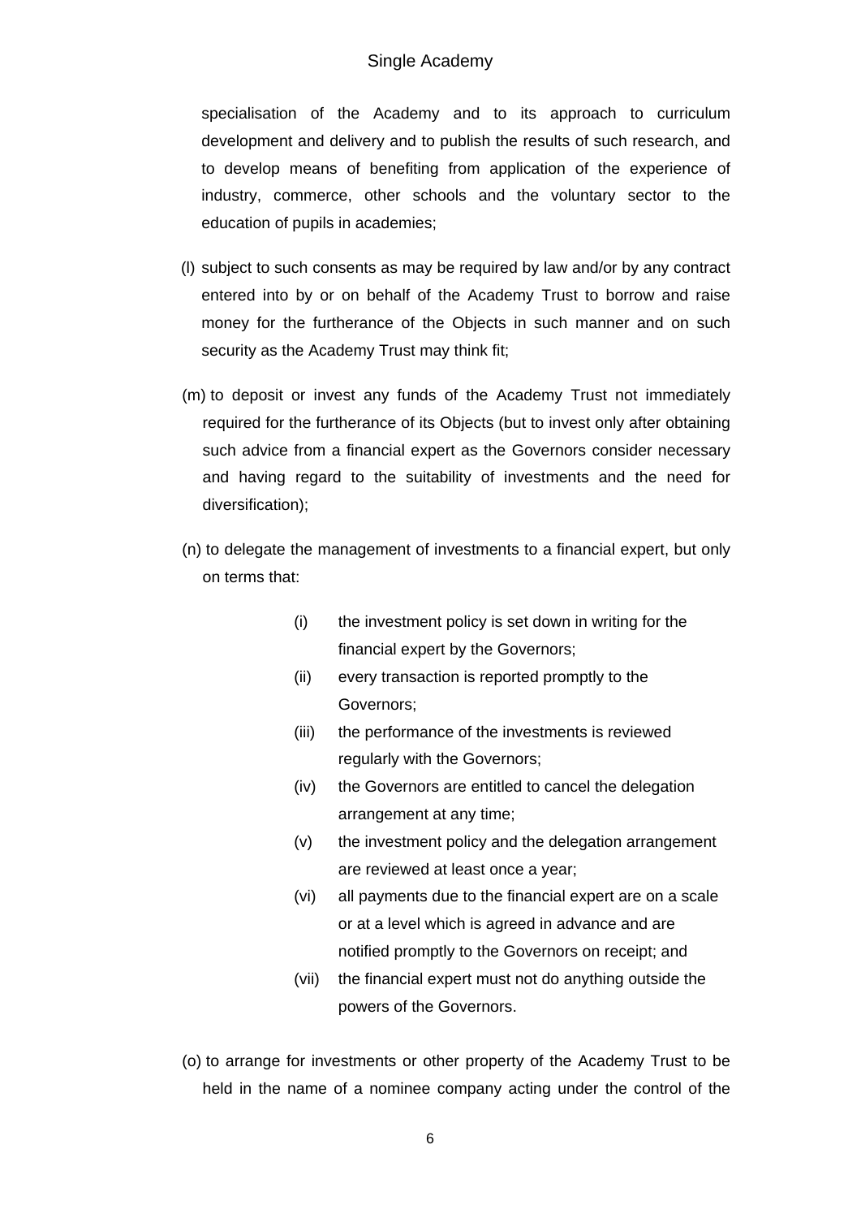specialisation of the Academy and to its approach to curriculum development and delivery and to publish the results of such research, and to develop means of benefiting from application of the experience of industry, commerce, other schools and the voluntary sector to the education of pupils in academies;

(l) subject to such consents as may be required by law and/or by any contract entered into by or on behalf of the Academy Trust to borrow and raise money for the furtherance of the Objects in such manner and on such security as the Academy Trust may think fit;

(m) to deposit or invest any funds of the Academy Trust not immediately required for the furtherance of its Objects (but to invest only after obtaining such advice from a financial expert as the Governors consider necessary and having regard to the suitability of investments and the need for diversification);

(n) to delegate the management of investments to a financial expert, but only on terms that:

- (i) the investment policy is set down in writing for the financial expert by the Governors;
- (ii) every transaction is reported promptly to the Governors;
- (iii) the performance of the investments is reviewed regularly with the Governors;
- (iv) the Governors are entitled to cancel the delegation arrangement at any time;
- (v) the investment policy and the delegation arrangement are reviewed at least once a year;
- (vi) all payments due to the financial expert are on a scale or at a level which is agreed in advance and are notified promptly to the Governors on receipt; and
- (vii) the financial expert must not do anything outside the powers of the Governors.

(o) to arrange for investments or other property of the Academy Trust to be held in the name of a nominee company acting under the control of the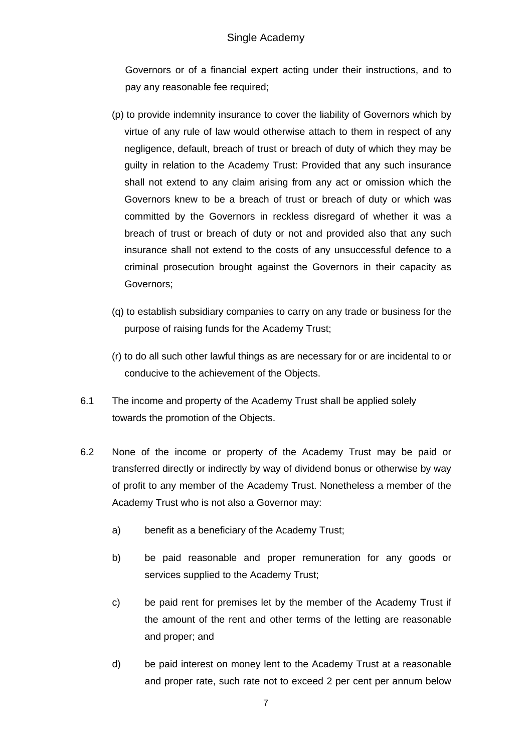Governors or of a financial expert acting under their instructions, and to pay any reasonable fee required;

(p) to provide indemnity insurance to cover the liability of Governors which by virtue of any rule of law would otherwise attach to them in respect of any negligence, default, breach of trust or breach of duty of which they may be guilty in relation to the Academy Trust: Provided that any such insurance shall not extend to any claim arising from any act or omission which the Governors knew to be a breach of trust or breach of duty or which was committed by the Governors in reckless disregard of whether it was a breach of trust or breach of duty or not and provided also that any such insurance shall not extend to the costs of any unsuccessful defence to a criminal prosecution brought against the Governors in their capacity as Governors;

(q) to establish subsidiary companies to carry on any trade or business for the purpose of raising funds for the Academy Trust;

(r) to do all such other lawful things as are necessary for or are incidental to or conducive to the achievement of the Objects.

6.1 The income and property of the Academy Trust shall be applied solely towards the promotion of the Objects.

6.2 None of the income or property of the Academy Trust may be paid or transferred directly or indirectly by way of dividend bonus or otherwise by way of profit to any member of the Academy Trust. Nonetheless a member of the Academy Trust who is not also a Governor may:

a) benefit as a beneficiary of the Academy Trust;

b) be paid reasonable and proper remuneration for any goods or services supplied to the Academy Trust;

c) be paid rent for premises let by the member of the Academy Trust if the amount of the rent and other terms of the letting are reasonable and proper; and

d) be paid interest on money lent to the Academy Trust at a reasonable and proper rate, such rate not to exceed 2 per cent per annum below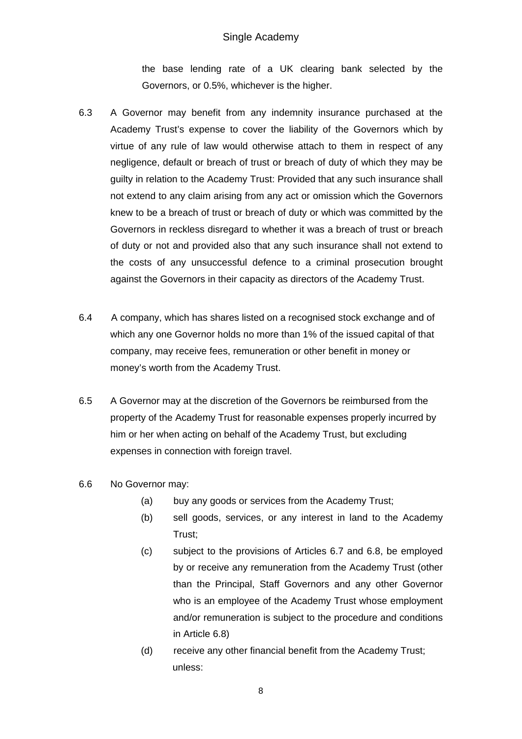the base lending rate of a UK clearing bank selected by the Governors, or 0.5%, whichever is the higher.

6.3 A Governor may benefit from any indemnity insurance purchased at the Academy Trust's expense to cover the liability of the Governors which by virtue of any rule of law would otherwise attach to them in respect of any negligence, default or breach of trust or breach of duty of which they may be guilty in relation to the Academy Trust: Provided that any such insurance shall not extend to any claim arising from any act or omission which the Governors knew to be a breach of trust or breach of duty or which was committed by the Governors in reckless disregard to whether it was a breach of trust or breach of duty or not and provided also that any such insurance shall not extend to the costs of any unsuccessful defence to a criminal prosecution brought against the Governors in their capacity as directors of the Academy Trust.

6.4 A company, which has shares listed on a recognised stock exchange and of which any one Governor holds no more than 1% of the issued capital of that company, may receive fees, remuneration or other benefit in money or money's worth from the Academy Trust.

6.5 A Governor may at the discretion of the Governors be reimbursed from the property of the Academy Trust for reasonable expenses properly incurred by him or her when acting on behalf of the Academy Trust, but excluding expenses in connection with foreign travel.

6.6 No Governor may:

- (a) buy any goods or services from the Academy Trust;
- (b) sell goods, services, or any interest in land to the Academy Trust;
- (c) subject to the provisions of Articles 6.7 and 6.8, be employed by or receive any remuneration from the Academy Trust (other than the Principal, Staff Governors and any other Governor who is an employee of the Academy Trust whose employment and/or remuneration is subject to the procedure and conditions in Article 6.8)
- (d) receive any other financial benefit from the Academy Trust;

unless: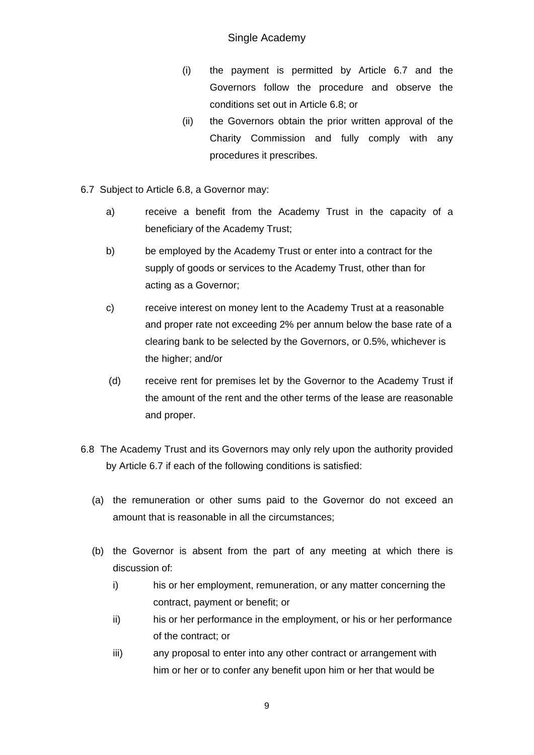(i) the payment is permitted by Article 6.7 and the Governors follow the procedure and observe the conditions set out in Article 6.8; or

(ii) the Governors obtain the prior written approval of the Charity Commission and fully comply with any procedures it prescribes.

6.7 Subject to Article 6.8, a Governor may:

a) receive a benefit from the Academy Trust in the capacity of a beneficiary of the Academy Trust;

b) be employed by the Academy Trust or enter into a contract for the supply of goods or services to the Academy Trust, other than for acting as a Governor;

c) receive interest on money lent to the Academy Trust at a reasonable and proper rate not exceeding 2% per annum below the base rate of a clearing bank to be selected by the Governors, or 0.5%, whichever is the higher; and/or

(d) receive rent for premises let by the Governor to the Academy Trust if the amount of the rent and the other terms of the lease are reasonable and proper.

6.8 The Academy Trust and its Governors may only rely upon the authority provided by Article 6.7 if each of the following conditions is satisfied:

(a) the remuneration or other sums paid to the Governor do not exceed an amount that is reasonable in all the circumstances;

(b) the Governor is absent from the part of any meeting at which there is discussion of:

i) his or her employment, remuneration, or any matter concerning the contract, payment or benefit; or

ii) his or her performance in the employment, or his or her performance of the contract; or

iii) any proposal to enter into any other contract or arrangement with him or her or to confer any benefit upon him or her that would be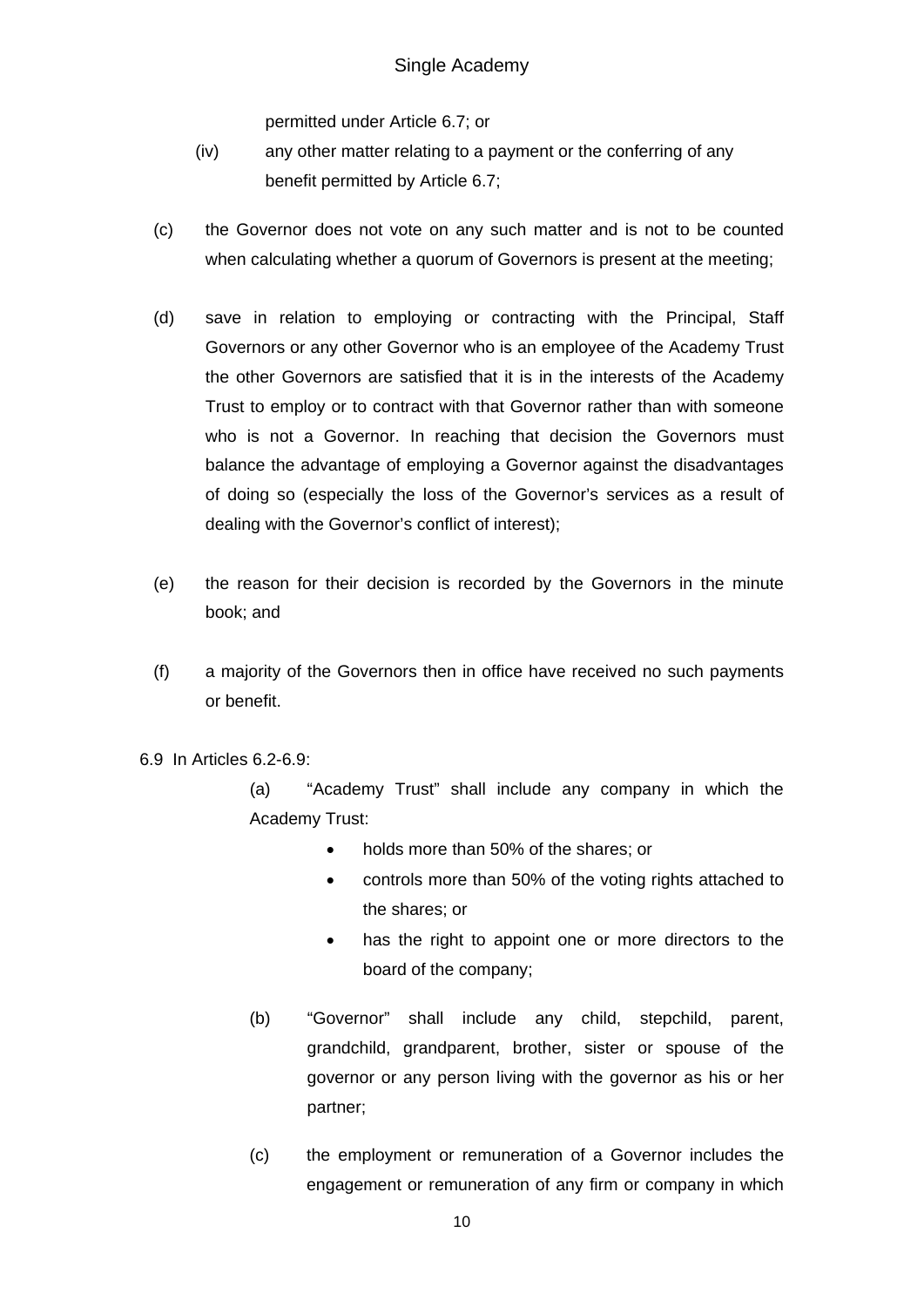permitted under Article 6.7; or

(iv) any other matter relating to a payment or the conferring of any benefit permitted by Article 6.7;

(c) the Governor does not vote on any such matter and is not to be counted when calculating whether a quorum of Governors is present at the meeting;

(d) save in relation to employing or contracting with the Principal, Staff Governors or any other Governor who is an employee of the Academy Trust the other Governors are satisfied that it is in the interests of the Academy Trust to employ or to contract with that Governor rather than with someone who is not a Governor. In reaching that decision the Governors must balance the advantage of employing a Governor against the disadvantages of doing so (especially the loss of the Governor's services as a result of dealing with the Governor's conflict of interest);

(e) the reason for their decision is recorded by the Governors in the minute book; and

(f) a majority of the Governors then in office have received no such payments or benefit.

6.9 In Articles 6.2-6.9:

(a) "Academy Trust" shall include any company in which the Academy Trust:

- holds more than 50% of the shares; or
- controls more than 50% of the voting rights attached to the shares; or
- has the right to appoint one or more directors to the board of the company;

(b) "Governor" shall include any child, stepchild, parent, grandchild, grandparent, brother, sister or spouse of the governor or any person living with the governor as his or her partner;

(c) the employment or remuneration of a Governor includes the engagement or remuneration of any firm or company in which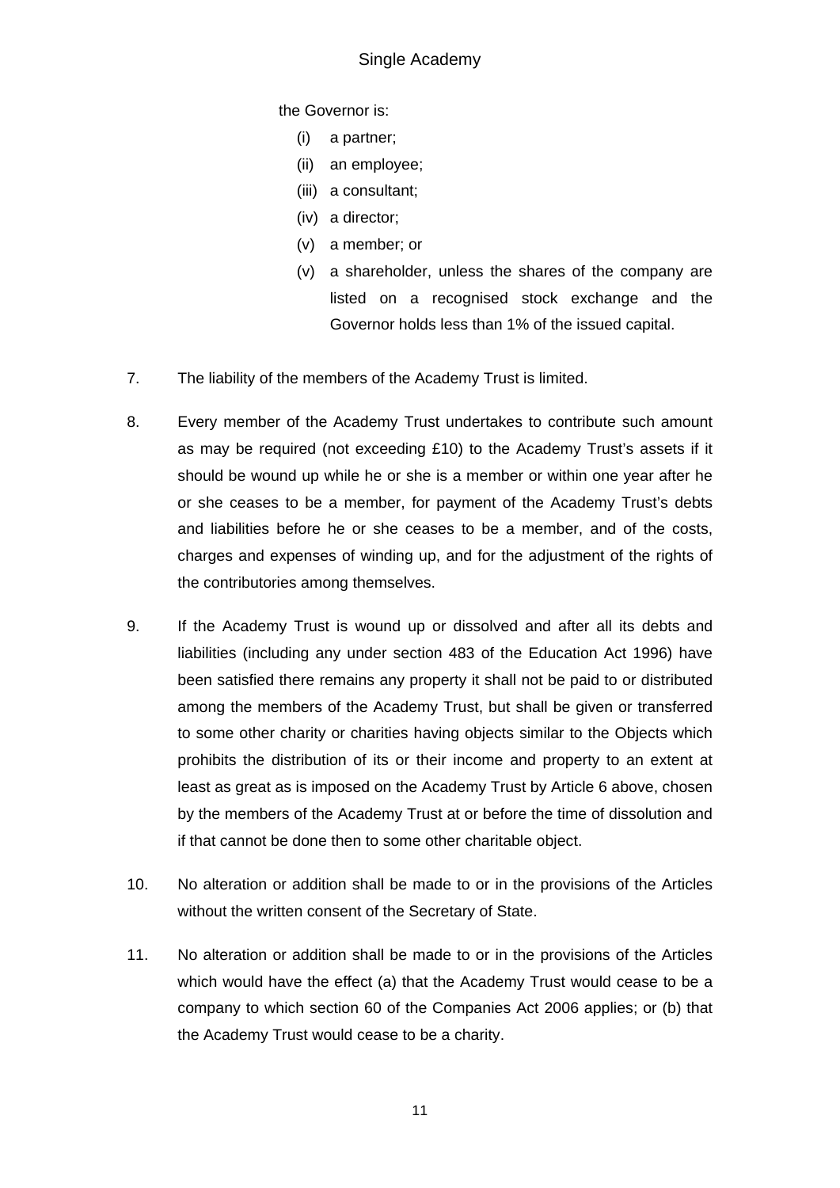the Governor is:

(i) a partner;

(ii) an employee;

(iii) a consultant;

(iv) a director;

(v) a member; or

(v) a shareholder, unless the shares of the company are listed on a recognised stock exchange and the Governor holds less than 1% of the issued capital.

7. The liability of the members of the Academy Trust is limited.

8. Every member of the Academy Trust undertakes to contribute such amount as may be required (not exceeding £10) to the Academy Trust's assets if it should be wound up while he or she is a member or within one year after he or she ceases to be a member, for payment of the Academy Trust's debts and liabilities before he or she ceases to be a member, and of the costs, charges and expenses of winding up, and for the adjustment of the rights of the contributories among themselves.

9. If the Academy Trust is wound up or dissolved and after all its debts and liabilities (including any under section 483 of the Education Act 1996) have been satisfied there remains any property it shall not be paid to or distributed among the members of the Academy Trust, but shall be given or transferred to some other charity or charities having objects similar to the Objects which prohibits the distribution of its or their income and property to an extent at least as great as is imposed on the Academy Trust by Article 6 above, chosen by the members of the Academy Trust at or before the time of dissolution and if that cannot be done then to some other charitable object.

10. No alteration or addition shall be made to or in the provisions of the Articles without the written consent of the Secretary of State.

11. No alteration or addition shall be made to or in the provisions of the Articles which would have the effect (a) that the Academy Trust would cease to be a company to which section 60 of the Companies Act 2006 applies; or (b) that the Academy Trust would cease to be a charity.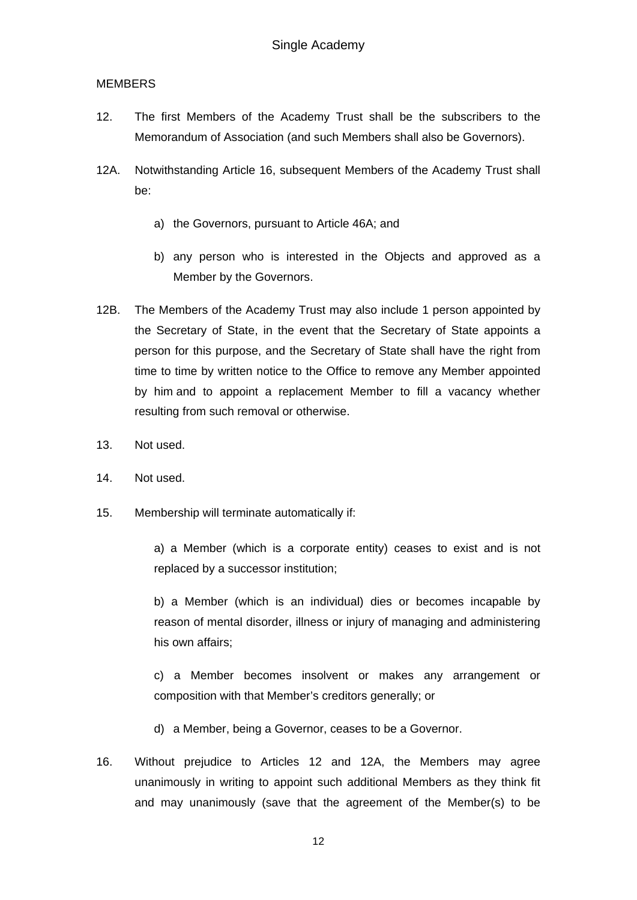MEMBERS

12. The first Members of the Academy Trust shall be the subscribers to the Memorandum of Association (and such Members shall also be Governors).

12A. Notwithstanding Article 16, subsequent Members of the Academy Trust shall be:

   a) the Governors, pursuant to Article 46A; and

   b) any person who is interested in the Objects and approved as a Member by the Governors.

12B. The Members of the Academy Trust may also include 1 person appointed by the Secretary of State, in the event that the Secretary of State appoints a person for this purpose, and the Secretary of State shall have the right from time to time by written notice to the Office to remove any Member appointed by him and to appoint a replacement Member to fill a vacancy whether resulting from such removal or otherwise.

13. Not used.

14. Not used.

15. Membership will terminate automatically if:

   a) a Member (which is a corporate entity) ceases to exist and is not replaced by a successor institution;

   b) a Member (which is an individual) dies or becomes incapable by reason of mental disorder, illness or injury of managing and administering his own affairs;

   c) a Member becomes insolvent or makes any arrangement or composition with that Member's creditors generally; or

   d) a Member, being a Governor, ceases to be a Governor.

16. Without prejudice to Articles 12 and 12A, the Members may agree unanimously in writing to appoint such additional Members as they think fit and may unanimously (save that the agreement of the Member(s) to be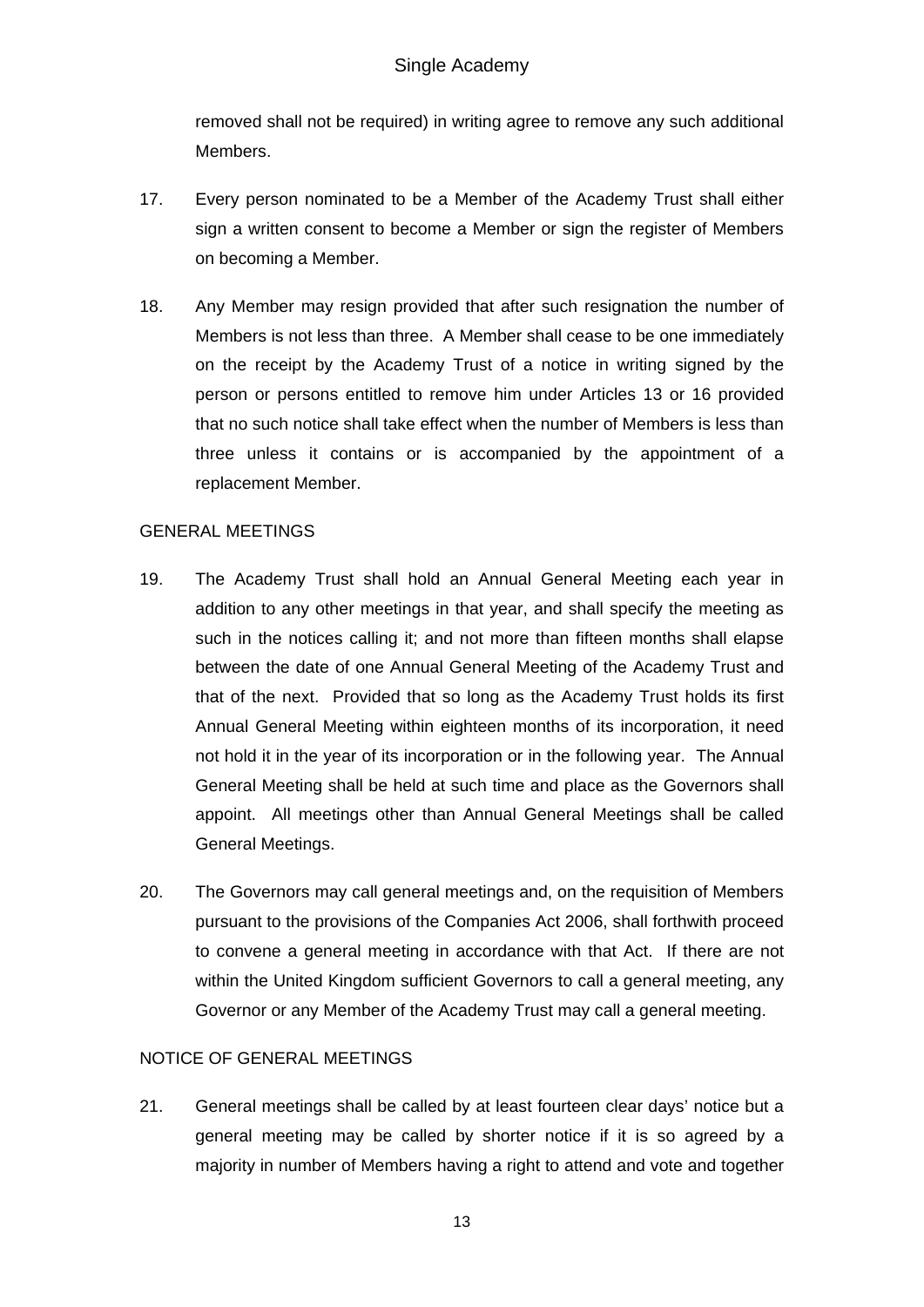removed shall not be required) in writing agree to remove any such additional Members.

17. Every person nominated to be a Member of the Academy Trust shall either sign a written consent to become a Member or sign the register of Members on becoming a Member.

18. Any Member may resign provided that after such resignation the number of Members is not less than three. A Member shall cease to be one immediately on the receipt by the Academy Trust of a notice in writing signed by the person or persons entitled to remove him under Articles 13 or 16 provided that no such notice shall take effect when the number of Members is less than three unless it contains or is accompanied by the appointment of a replacement Member.

GENERAL MEETINGS

19. The Academy Trust shall hold an Annual General Meeting each year in addition to any other meetings in that year, and shall specify the meeting as such in the notices calling it; and not more than fifteen months shall elapse between the date of one Annual General Meeting of the Academy Trust and that of the next. Provided that so long as the Academy Trust holds its first Annual General Meeting within eighteen months of its incorporation, it need not hold it in the year of its incorporation or in the following year. The Annual General Meeting shall be held at such time and place as the Governors shall appoint. All meetings other than Annual General Meetings shall be called General Meetings.

20. The Governors may call general meetings and, on the requisition of Members pursuant to the provisions of the Companies Act 2006, shall forthwith proceed to convene a general meeting in accordance with that Act. If there are not within the United Kingdom sufficient Governors to call a general meeting, any Governor or any Member of the Academy Trust may call a general meeting.

NOTICE OF GENERAL MEETINGS

21. General meetings shall be called by at least fourteen clear days' notice but a general meeting may be called by shorter notice if it is so agreed by a majority in number of Members having a right to attend and vote and together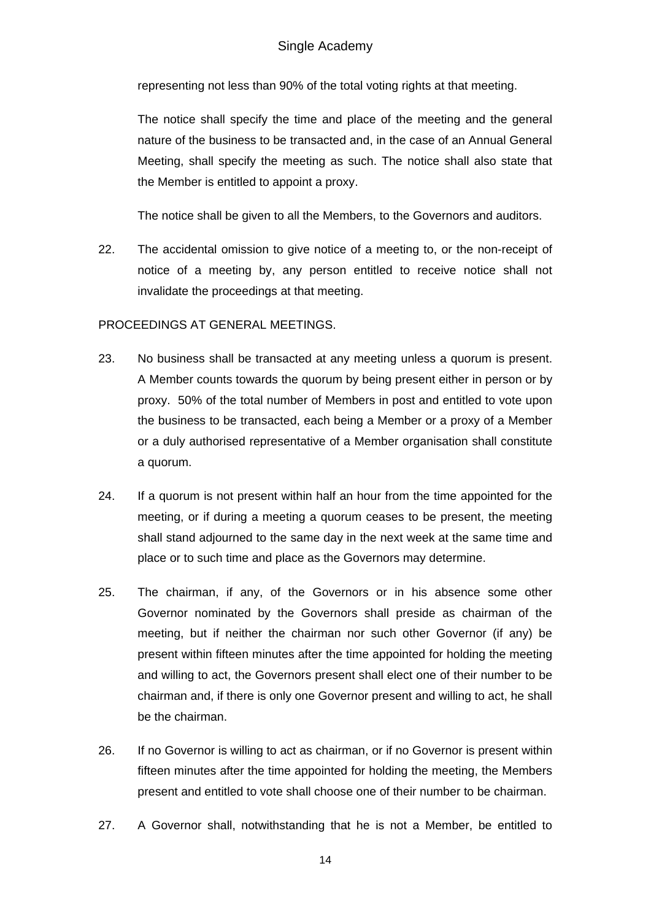representing not less than 90% of the total voting rights at that meeting.

The notice shall specify the time and place of the meeting and the general nature of the business to be transacted and, in the case of an Annual General Meeting, shall specify the meeting as such. The notice shall also state that the Member is entitled to appoint a proxy.

The notice shall be given to all the Members, to the Governors and auditors.

22. The accidental omission to give notice of a meeting to, or the non-receipt of notice of a meeting by, any person entitled to receive notice shall not invalidate the proceedings at that meeting.

PROCEEDINGS AT GENERAL MEETINGS.

23. No business shall be transacted at any meeting unless a quorum is present. A Member counts towards the quorum by being present either in person or by proxy. 50% of the total number of Members in post and entitled to vote upon the business to be transacted, each being a Member or a proxy of a Member or a duly authorised representative of a Member organisation shall constitute a quorum.

24. If a quorum is not present within half an hour from the time appointed for the meeting, or if during a meeting a quorum ceases to be present, the meeting shall stand adjourned to the same day in the next week at the same time and place or to such time and place as the Governors may determine.

25. The chairman, if any, of the Governors or in his absence some other Governor nominated by the Governors shall preside as chairman of the meeting, but if neither the chairman nor such other Governor (if any) be present within fifteen minutes after the time appointed for holding the meeting and willing to act, the Governors present shall elect one of their number to be chairman and, if there is only one Governor present and willing to act, he shall be the chairman.

26. If no Governor is willing to act as chairman, or if no Governor is present within fifteen minutes after the time appointed for holding the meeting, the Members present and entitled to vote shall choose one of their number to be chairman.

27. A Governor shall, notwithstanding that he is not a Member, be entitled to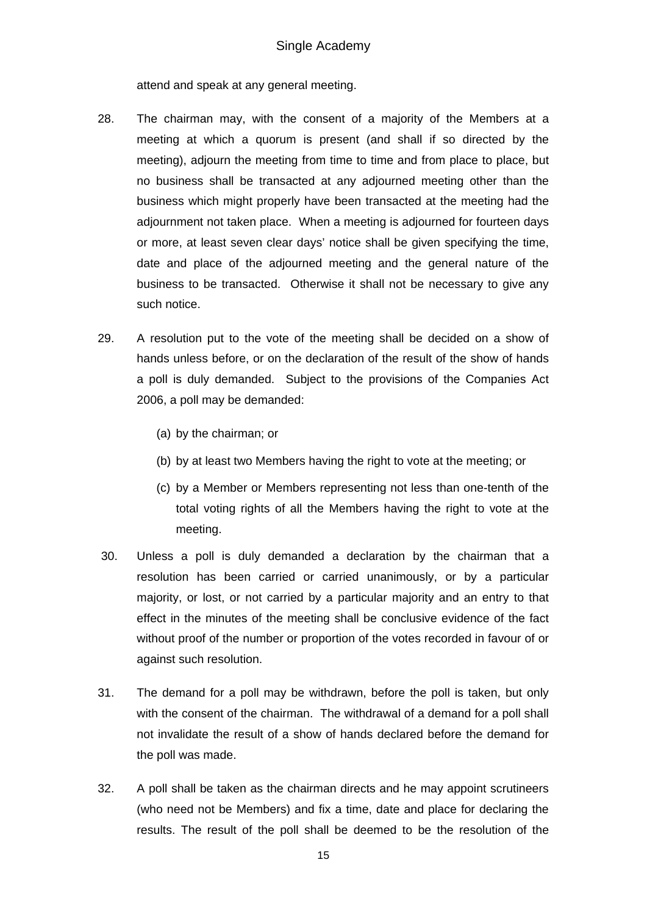attend and speak at any general meeting.

28. The chairman may, with the consent of a majority of the Members at a meeting at which a quorum is present (and shall if so directed by the meeting), adjourn the meeting from time to time and from place to place, but no business shall be transacted at any adjourned meeting other than the business which might properly have been transacted at the meeting had the adjournment not taken place. When a meeting is adjourned for fourteen days or more, at least seven clear days' notice shall be given specifying the time, date and place of the adjourned meeting and the general nature of the business to be transacted. Otherwise it shall not be necessary to give any such notice.

29. A resolution put to the vote of the meeting shall be decided on a show of hands unless before, or on the declaration of the result of the show of hands a poll is duly demanded. Subject to the provisions of the Companies Act 2006, a poll may be demanded:

    (a) by the chairman; or

    (b) by at least two Members having the right to vote at the meeting; or

    (c) by a Member or Members representing not less than one-tenth of the total voting rights of all the Members having the right to vote at the meeting.

30. Unless a poll is duly demanded a declaration by the chairman that a resolution has been carried or carried unanimously, or by a particular majority, or lost, or not carried by a particular majority and an entry to that effect in the minutes of the meeting shall be conclusive evidence of the fact without proof of the number or proportion of the votes recorded in favour of or against such resolution.

31. The demand for a poll may be withdrawn, before the poll is taken, but only with the consent of the chairman. The withdrawal of a demand for a poll shall not invalidate the result of a show of hands declared before the demand for the poll was made.

32. A poll shall be taken as the chairman directs and he may appoint scrutineers (who need not be Members) and fix a time, date and place for declaring the results. The result of the poll shall be deemed to be the resolution of the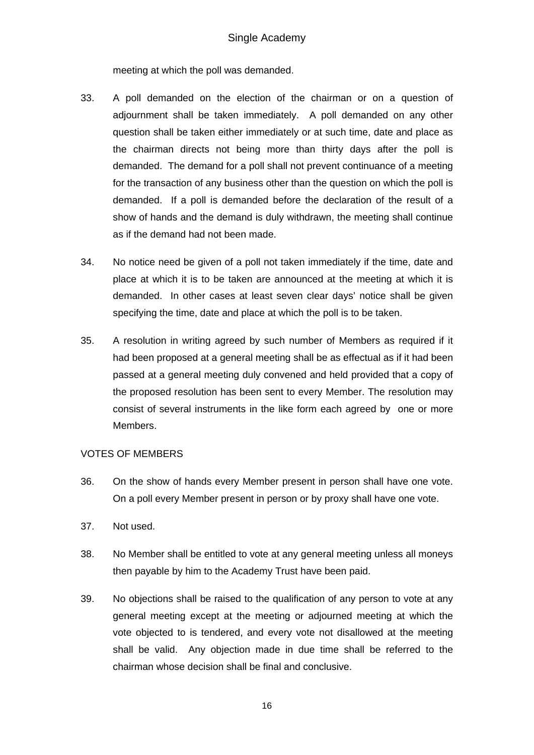meeting at which the poll was demanded.

33. A poll demanded on the election of the chairman or on a question of adjournment shall be taken immediately. A poll demanded on any other question shall be taken either immediately or at such time, date and place as the chairman directs not being more than thirty days after the poll is demanded. The demand for a poll shall not prevent continuance of a meeting for the transaction of any business other than the question on which the poll is demanded. If a poll is demanded before the declaration of the result of a show of hands and the demand is duly withdrawn, the meeting shall continue as if the demand had not been made.

34. No notice need be given of a poll not taken immediately if the time, date and place at which it is to be taken are announced at the meeting at which it is demanded. In other cases at least seven clear days' notice shall be given specifying the time, date and place at which the poll is to be taken.

35. A resolution in writing agreed by such number of Members as required if it had been proposed at a general meeting shall be as effectual as if it had been passed at a general meeting duly convened and held provided that a copy of the proposed resolution has been sent to every Member. The resolution may consist of several instruments in the like form each agreed by one or more Members.

VOTES OF MEMBERS

36. On the show of hands every Member present in person shall have one vote. On a poll every Member present in person or by proxy shall have one vote.

37. Not used.

38. No Member shall be entitled to vote at any general meeting unless all moneys then payable by him to the Academy Trust have been paid.

39. No objections shall be raised to the qualification of any person to vote at any general meeting except at the meeting or adjourned meeting at which the vote objected to is tendered, and every vote not disallowed at the meeting shall be valid. Any objection made in due time shall be referred to the chairman whose decision shall be final and conclusive.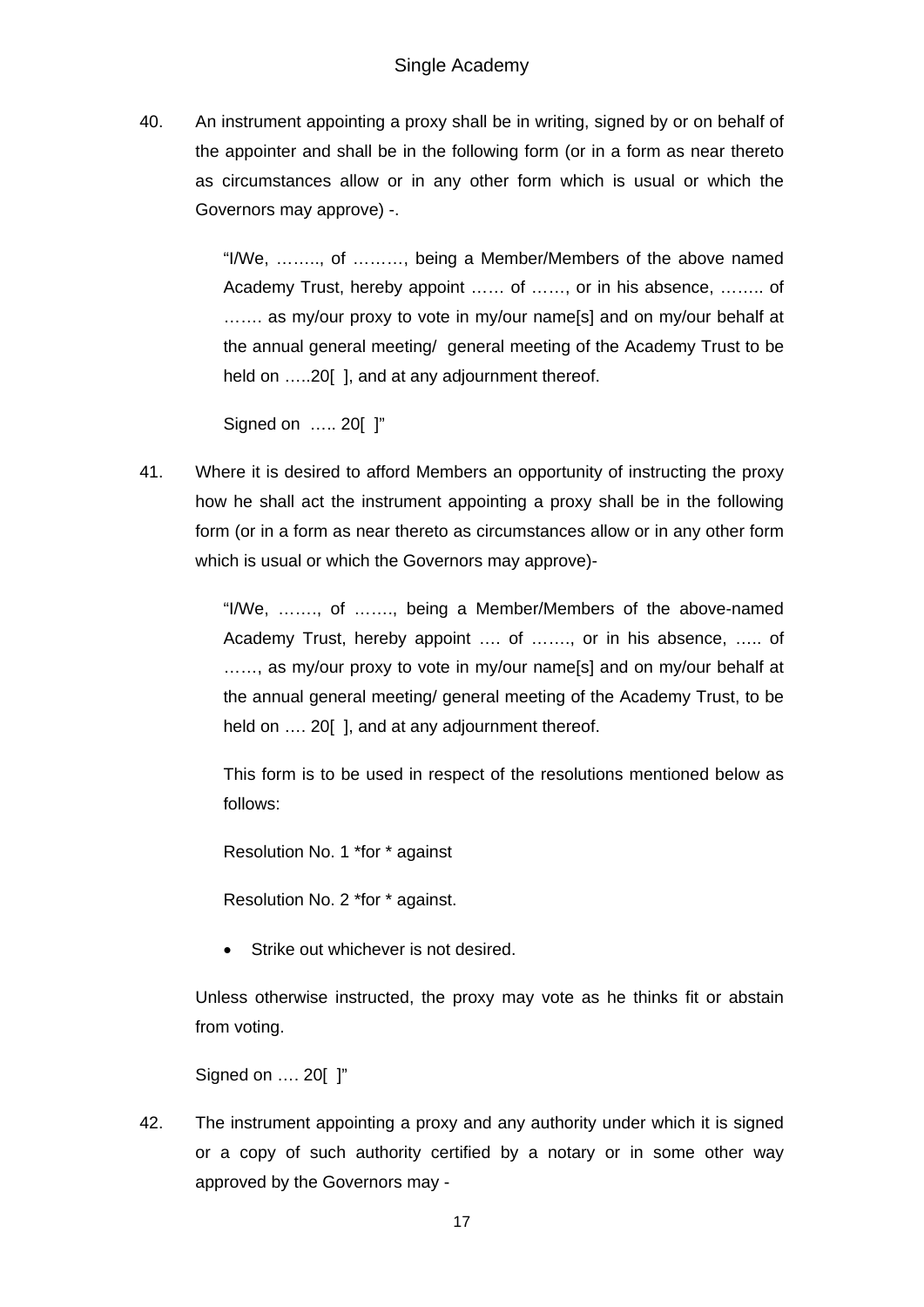40. An instrument appointing a proxy shall be in writing, signed by or on behalf of the appointer and shall be in the following form (or in a form as near thereto as circumstances allow or in any other form which is usual or which the Governors may approve) -.

> "I/We, …….., of ………, being a Member/Members of the above named Academy Trust, hereby appoint …… of ……, or in his absence, …….. of ……. as my/our proxy to vote in my/our name[s] and on my/our behalf at the annual general meeting/ general meeting of the Academy Trust to be held on …..20[ ], and at any adjournment thereof.
>
> Signed on ….. 20[ ]"

41. Where it is desired to afford Members an opportunity of instructing the proxy how he shall act the instrument appointing a proxy shall be in the following form (or in a form as near thereto as circumstances allow or in any other form which is usual or which the Governors may approve)-

> "I/We, ……., of ……., being a Member/Members of the above-named Academy Trust, hereby appoint …. of ……., or in his absence, ….. of ……, as my/our proxy to vote in my/our name[s] and on my/our behalf at the annual general meeting/ general meeting of the Academy Trust, to be held on …. 20[ ], and at any adjournment thereof.
>
> This form is to be used in respect of the resolutions mentioned below as follows:
>
> Resolution No. 1 *for * against
>
> Resolution No. 2 *for * against.
>
> - Strike out whichever is not desired.

Unless otherwise instructed, the proxy may vote as he thinks fit or abstain from voting.

Signed on …. 20[ ]"

42. The instrument appointing a proxy and any authority under which it is signed or a copy of such authority certified by a notary or in some other way approved by the Governors may -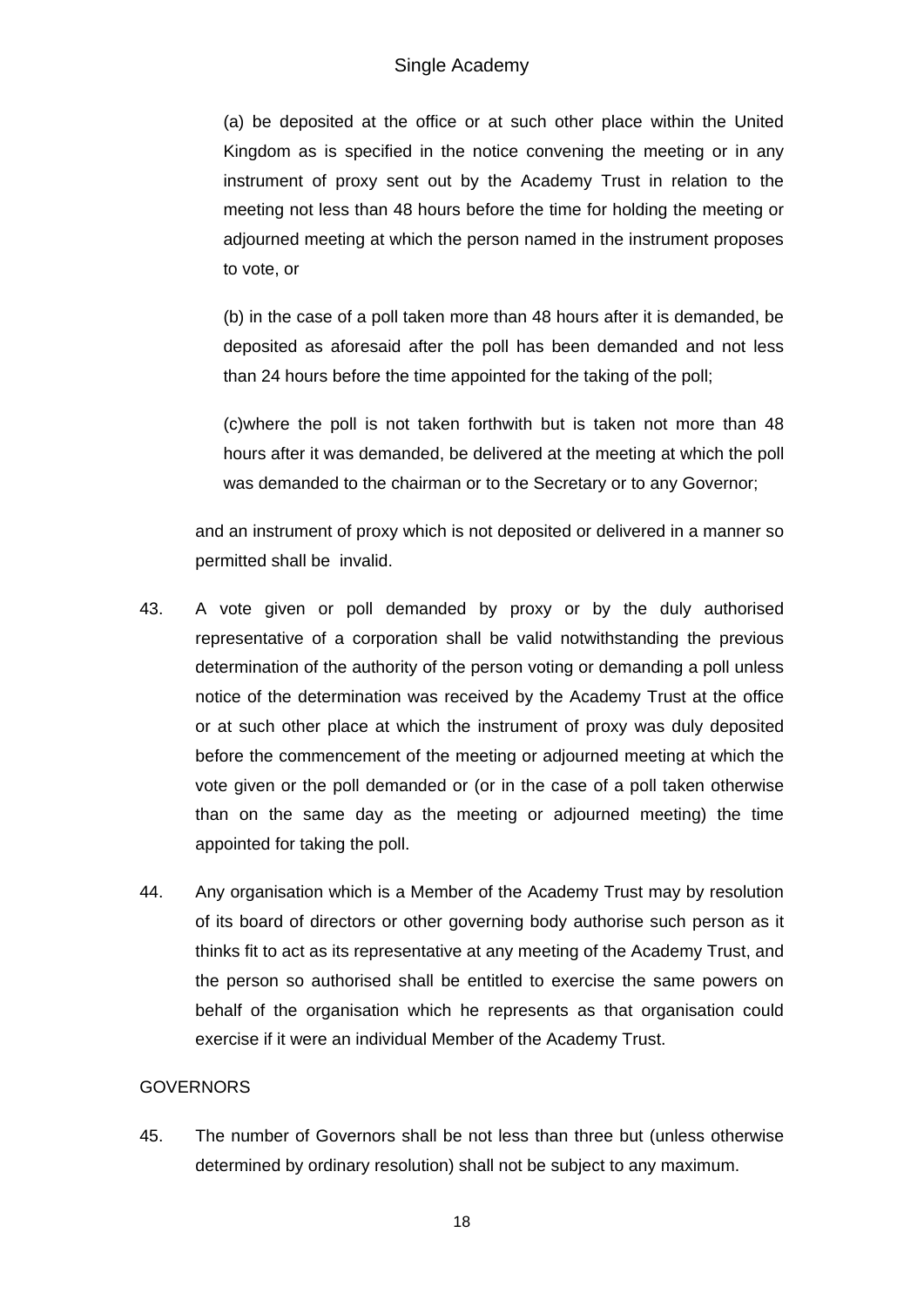(a) be deposited at the office or at such other place within the United Kingdom as is specified in the notice convening the meeting or in any instrument of proxy sent out by the Academy Trust in relation to the meeting not less than 48 hours before the time for holding the meeting or adjourned meeting at which the person named in the instrument proposes to vote, or

(b) in the case of a poll taken more than 48 hours after it is demanded, be deposited as aforesaid after the poll has been demanded and not less than 24 hours before the time appointed for the taking of the poll;

(c)where the poll is not taken forthwith but is taken not more than 48 hours after it was demanded, be delivered at the meeting at which the poll was demanded to the chairman or to the Secretary or to any Governor;

and an instrument of proxy which is not deposited or delivered in a manner so permitted shall be invalid.

43. A vote given or poll demanded by proxy or by the duly authorised representative of a corporation shall be valid notwithstanding the previous determination of the authority of the person voting or demanding a poll unless notice of the determination was received by the Academy Trust at the office or at such other place at which the instrument of proxy was duly deposited before the commencement of the meeting or adjourned meeting at which the vote given or the poll demanded or (or in the case of a poll taken otherwise than on the same day as the meeting or adjourned meeting) the time appointed for taking the poll.

44. Any organisation which is a Member of the Academy Trust may by resolution of its board of directors or other governing body authorise such person as it thinks fit to act as its representative at any meeting of the Academy Trust, and the person so authorised shall be entitled to exercise the same powers on behalf of the organisation which he represents as that organisation could exercise if it were an individual Member of the Academy Trust.

GOVERNORS

45. The number of Governors shall be not less than three but (unless otherwise determined by ordinary resolution) shall not be subject to any maximum.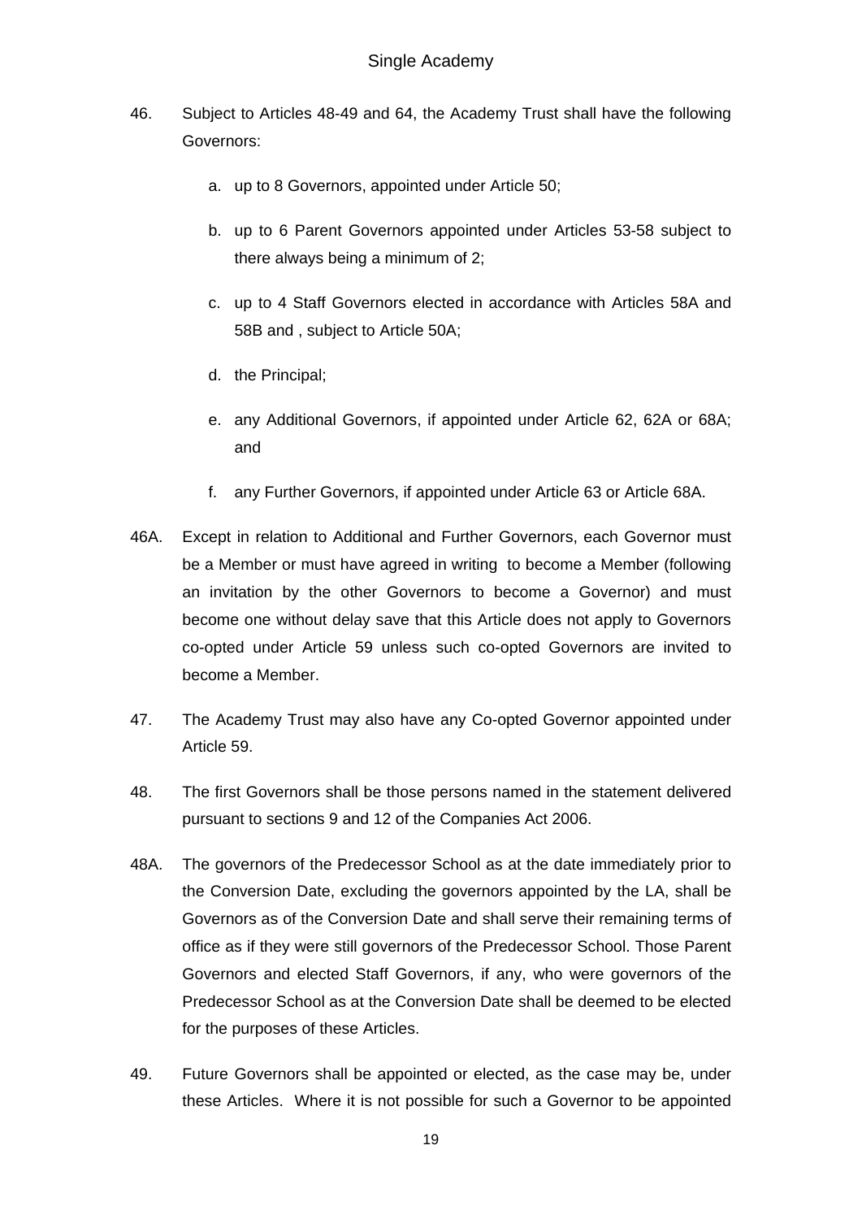46. Subject to Articles 48-49 and 64, the Academy Trust shall have the following Governors:

    a. up to 8 Governors, appointed under Article 50;

    b. up to 6 Parent Governors appointed under Articles 53-58 subject to there always being a minimum of 2;

    c. up to 4 Staff Governors elected in accordance with Articles 58A and 58B and , subject to Article 50A;

    d. the Principal;

    e. any Additional Governors, if appointed under Article 62, 62A or 68A; and

    f. any Further Governors, if appointed under Article 63 or Article 68A.

46A. Except in relation to Additional and Further Governors, each Governor must be a Member or must have agreed in writing to become a Member (following an invitation by the other Governors to become a Governor) and must become one without delay save that this Article does not apply to Governors co-opted under Article 59 unless such co-opted Governors are invited to become a Member.

47. The Academy Trust may also have any Co-opted Governor appointed under Article 59.

48. The first Governors shall be those persons named in the statement delivered pursuant to sections 9 and 12 of the Companies Act 2006.

48A. The governors of the Predecessor School as at the date immediately prior to the Conversion Date, excluding the governors appointed by the LA, shall be Governors as of the Conversion Date and shall serve their remaining terms of office as if they were still governors of the Predecessor School. Those Parent Governors and elected Staff Governors, if any, who were governors of the Predecessor School as at the Conversion Date shall be deemed to be elected for the purposes of these Articles.

49. Future Governors shall be appointed or elected, as the case may be, under these Articles. Where it is not possible for such a Governor to be appointed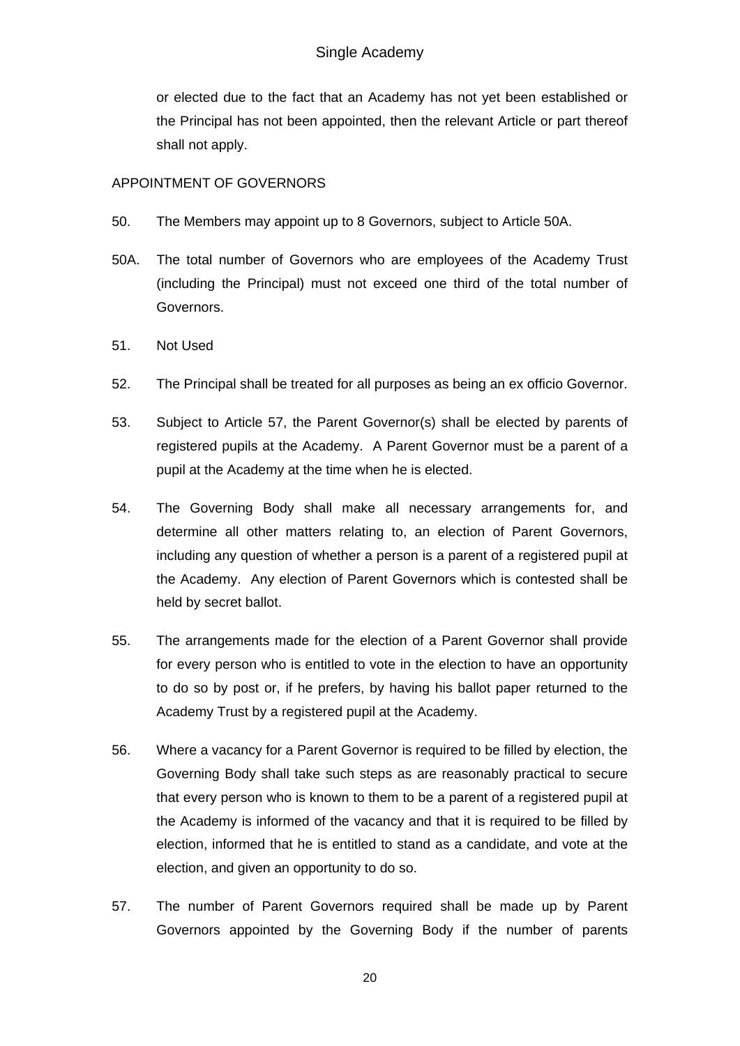or elected due to the fact that an Academy has not yet been established or the Principal has not been appointed, then the relevant Article or part thereof shall not apply.

APPOINTMENT OF GOVERNORS

50. The Members may appoint up to 8 Governors, subject to Article 50A.

50A. The total number of Governors who are employees of the Academy Trust (including the Principal) must not exceed one third of the total number of Governors.

51. Not Used

52. The Principal shall be treated for all purposes as being an ex officio Governor.

53. Subject to Article 57, the Parent Governor(s) shall be elected by parents of registered pupils at the Academy. A Parent Governor must be a parent of a pupil at the Academy at the time when he is elected.

54. The Governing Body shall make all necessary arrangements for, and determine all other matters relating to, an election of Parent Governors, including any question of whether a person is a parent of a registered pupil at the Academy. Any election of Parent Governors which is contested shall be held by secret ballot.

55. The arrangements made for the election of a Parent Governor shall provide for every person who is entitled to vote in the election to have an opportunity to do so by post or, if he prefers, by having his ballot paper returned to the Academy Trust by a registered pupil at the Academy.

56. Where a vacancy for a Parent Governor is required to be filled by election, the Governing Body shall take such steps as are reasonably practical to secure that every person who is known to them to be a parent of a registered pupil at the Academy is informed of the vacancy and that it is required to be filled by election, informed that he is entitled to stand as a candidate, and vote at the election, and given an opportunity to do so.

57. The number of Parent Governors required shall be made up by Parent Governors appointed by the Governing Body if the number of parents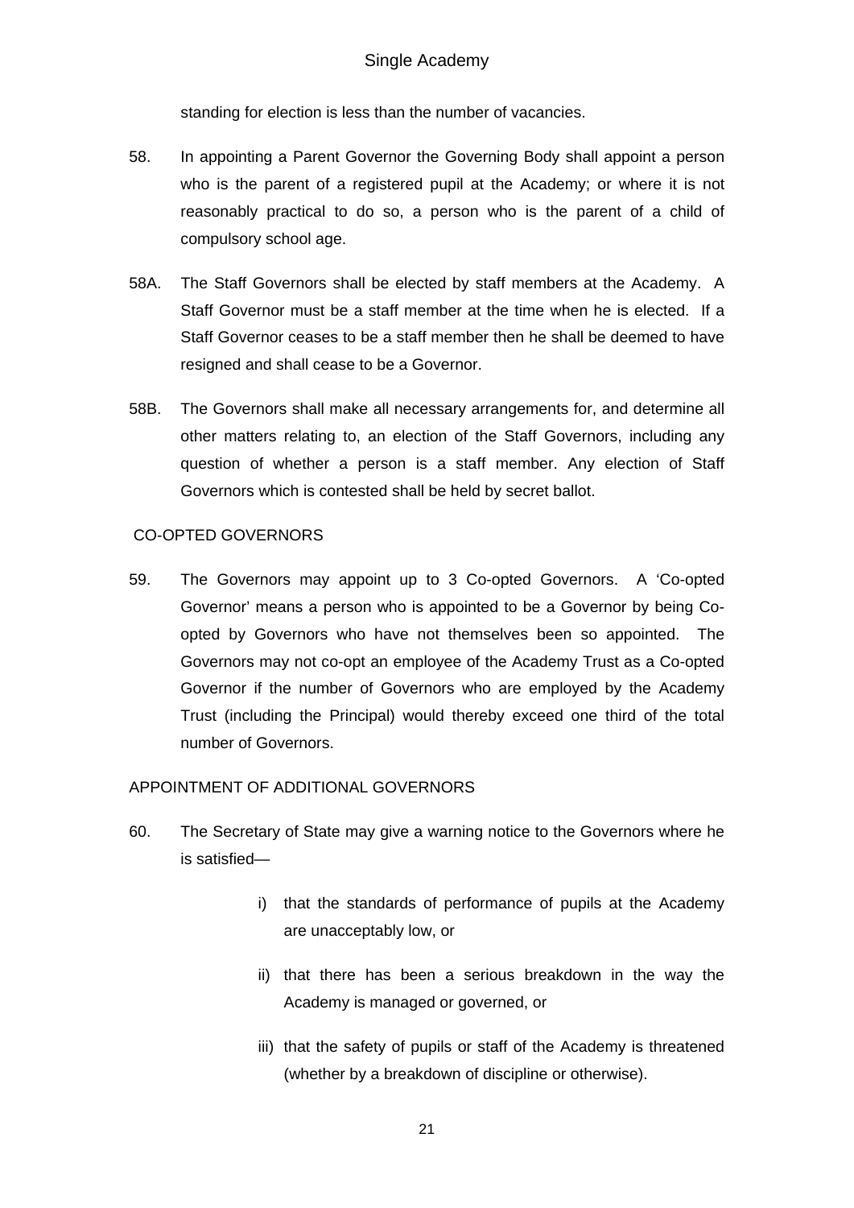standing for election is less than the number of vacancies.

58. In appointing a Parent Governor the Governing Body shall appoint a person who is the parent of a registered pupil at the Academy; or where it is not reasonably practical to do so, a person who is the parent of a child of compulsory school age.

58A. The Staff Governors shall be elected by staff members at the Academy. A Staff Governor must be a staff member at the time when he is elected. If a Staff Governor ceases to be a staff member then he shall be deemed to have resigned and shall cease to be a Governor.

58B. The Governors shall make all necessary arrangements for, and determine all other matters relating to, an election of the Staff Governors, including any question of whether a person is a staff member. Any election of Staff Governors which is contested shall be held by secret ballot.

CO-OPTED GOVERNORS

59. The Governors may appoint up to 3 Co-opted Governors. A 'Co-opted Governor' means a person who is appointed to be a Governor by being Co-opted by Governors who have not themselves been so appointed. The Governors may not co-opt an employee of the Academy Trust as a Co-opted Governor if the number of Governors who are employed by the Academy Trust (including the Principal) would thereby exceed one third of the total number of Governors.

APPOINTMENT OF ADDITIONAL GOVERNORS

60. The Secretary of State may give a warning notice to the Governors where he is satisfied—

    i) that the standards of performance of pupils at the Academy are unacceptably low, or

    ii) that there has been a serious breakdown in the way the Academy is managed or governed, or

    iii) that the safety of pupils or staff of the Academy is threatened (whether by a breakdown of discipline or otherwise).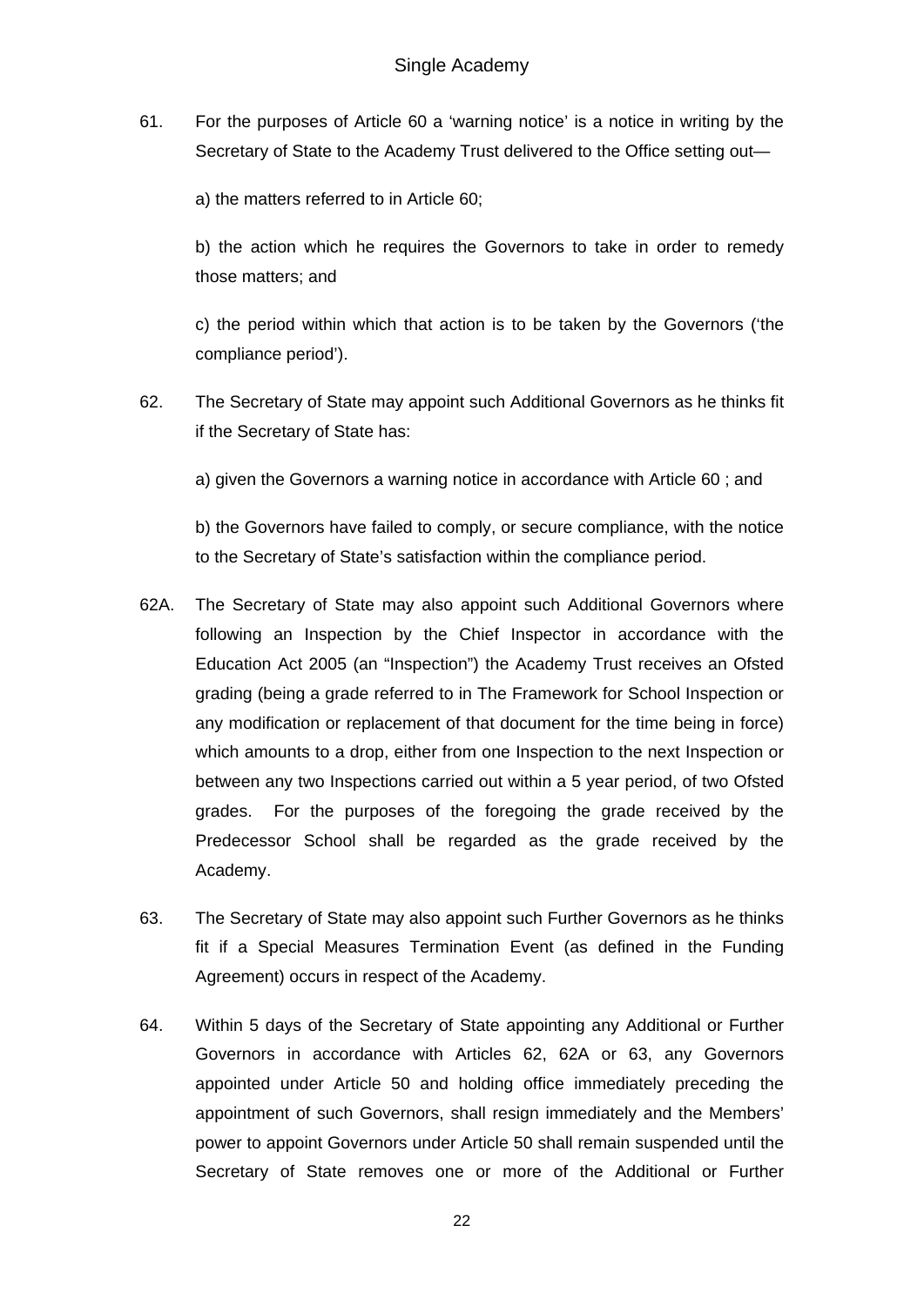61. For the purposes of Article 60 a 'warning notice' is a notice in writing by the Secretary of State to the Academy Trust delivered to the Office setting out—

    a) the matters referred to in Article 60;

    b) the action which he requires the Governors to take in order to remedy those matters; and

    c) the period within which that action is to be taken by the Governors ('the compliance period').

62. The Secretary of State may appoint such Additional Governors as he thinks fit if the Secretary of State has:

    a) given the Governors a warning notice in accordance with Article 60 ; and

    b) the Governors have failed to comply, or secure compliance, with the notice to the Secretary of State's satisfaction within the compliance period.

62A. The Secretary of State may also appoint such Additional Governors where following an Inspection by the Chief Inspector in accordance with the Education Act 2005 (an "Inspection") the Academy Trust receives an Ofsted grading (being a grade referred to in The Framework for School Inspection or any modification or replacement of that document for the time being in force) which amounts to a drop, either from one Inspection to the next Inspection or between any two Inspections carried out within a 5 year period, of two Ofsted grades. For the purposes of the foregoing the grade received by the Predecessor School shall be regarded as the grade received by the Academy.

63. The Secretary of State may also appoint such Further Governors as he thinks fit if a Special Measures Termination Event (as defined in the Funding Agreement) occurs in respect of the Academy.

64. Within 5 days of the Secretary of State appointing any Additional or Further Governors in accordance with Articles 62, 62A or 63, any Governors appointed under Article 50 and holding office immediately preceding the appointment of such Governors, shall resign immediately and the Members' power to appoint Governors under Article 50 shall remain suspended until the Secretary of State removes one or more of the Additional or Further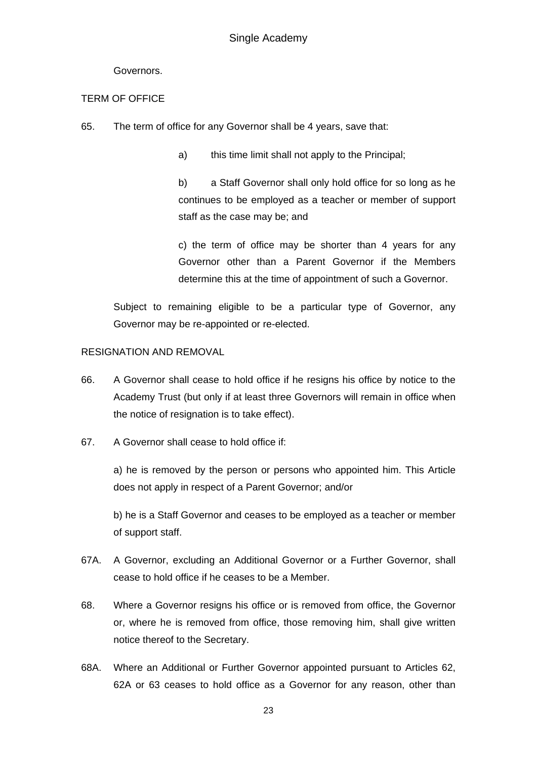Governors.

TERM OF OFFICE

65. The term of office for any Governor shall be 4 years, save that:

    a) this time limit shall not apply to the Principal;

    b) a Staff Governor shall only hold office for so long as he continues to be employed as a teacher or member of support staff as the case may be; and

    c) the term of office may be shorter than 4 years for any Governor other than a Parent Governor if the Members determine this at the time of appointment of such a Governor.

    Subject to remaining eligible to be a particular type of Governor, any Governor may be re-appointed or re-elected.

RESIGNATION AND REMOVAL

66. A Governor shall cease to hold office if he resigns his office by notice to the Academy Trust (but only if at least three Governors will remain in office when the notice of resignation is to take effect).

67. A Governor shall cease to hold office if:

    a) he is removed by the person or persons who appointed him. This Article does not apply in respect of a Parent Governor; and/or

    b) he is a Staff Governor and ceases to be employed as a teacher or member of support staff.

67A. A Governor, excluding an Additional Governor or a Further Governor, shall cease to hold office if he ceases to be a Member.

68. Where a Governor resigns his office or is removed from office, the Governor or, where he is removed from office, those removing him, shall give written notice thereof to the Secretary.

68A. Where an Additional or Further Governor appointed pursuant to Articles 62, 62A or 63 ceases to hold office as a Governor for any reason, other than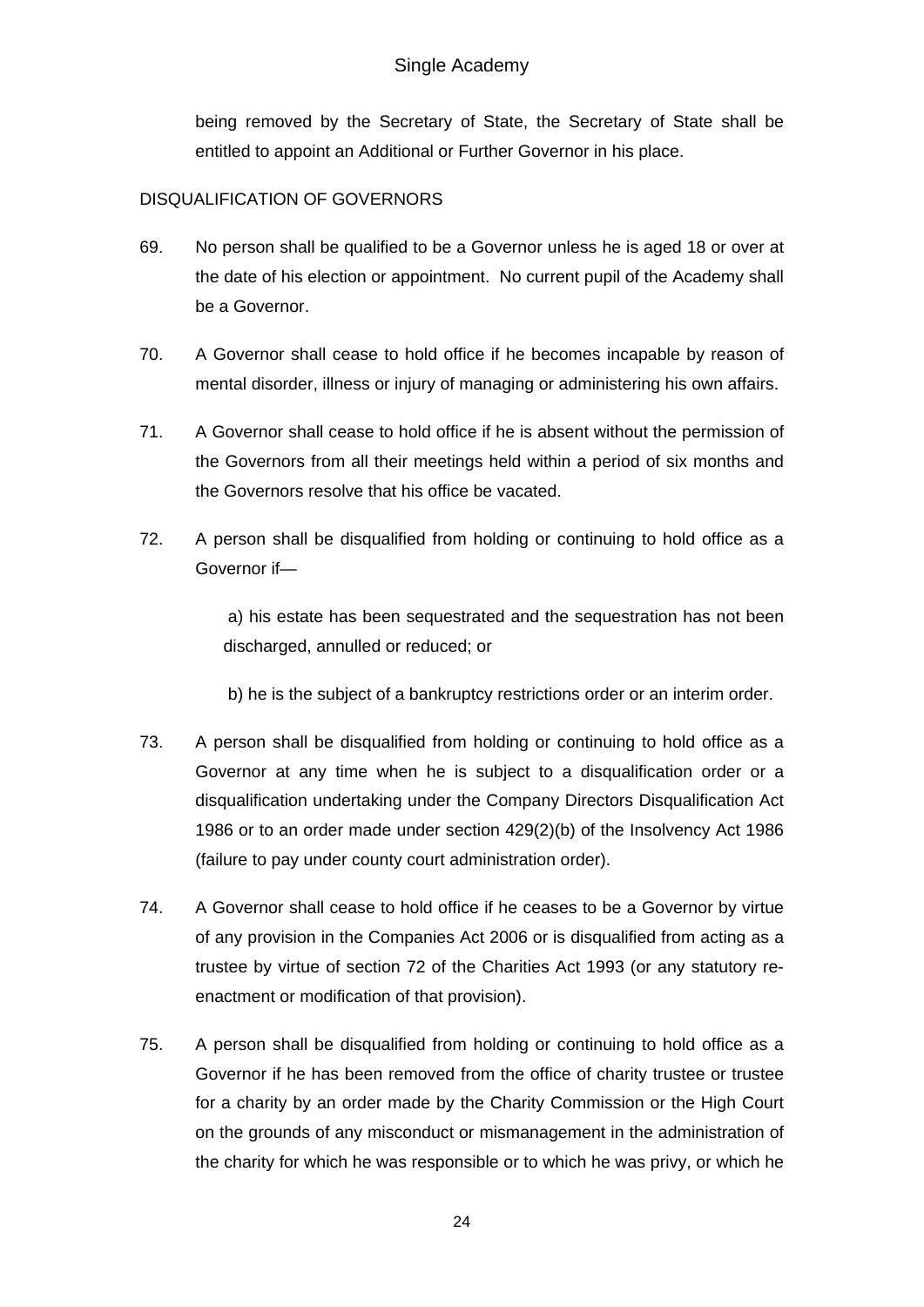being removed by the Secretary of State, the Secretary of State shall be entitled to appoint an Additional or Further Governor in his place.

DISQUALIFICATION OF GOVERNORS

69. No person shall be qualified to be a Governor unless he is aged 18 or over at the date of his election or appointment. No current pupil of the Academy shall be a Governor.

70. A Governor shall cease to hold office if he becomes incapable by reason of mental disorder, illness or injury of managing or administering his own affairs.

71. A Governor shall cease to hold office if he is absent without the permission of the Governors from all their meetings held within a period of six months and the Governors resolve that his office be vacated.

72. A person shall be disqualified from holding or continuing to hold office as a Governor if—

a) his estate has been sequestrated and the sequestration has not been discharged, annulled or reduced; or

b) he is the subject of a bankruptcy restrictions order or an interim order.

73. A person shall be disqualified from holding or continuing to hold office as a Governor at any time when he is subject to a disqualification order or a disqualification undertaking under the Company Directors Disqualification Act 1986 or to an order made under section 429(2)(b) of the Insolvency Act 1986 (failure to pay under county court administration order).

74. A Governor shall cease to hold office if he ceases to be a Governor by virtue of any provision in the Companies Act 2006 or is disqualified from acting as a trustee by virtue of section 72 of the Charities Act 1993 (or any statutory re-enactment or modification of that provision).

75. A person shall be disqualified from holding or continuing to hold office as a Governor if he has been removed from the office of charity trustee or trustee for a charity by an order made by the Charity Commission or the High Court on the grounds of any misconduct or mismanagement in the administration of the charity for which he was responsible or to which he was privy, or which he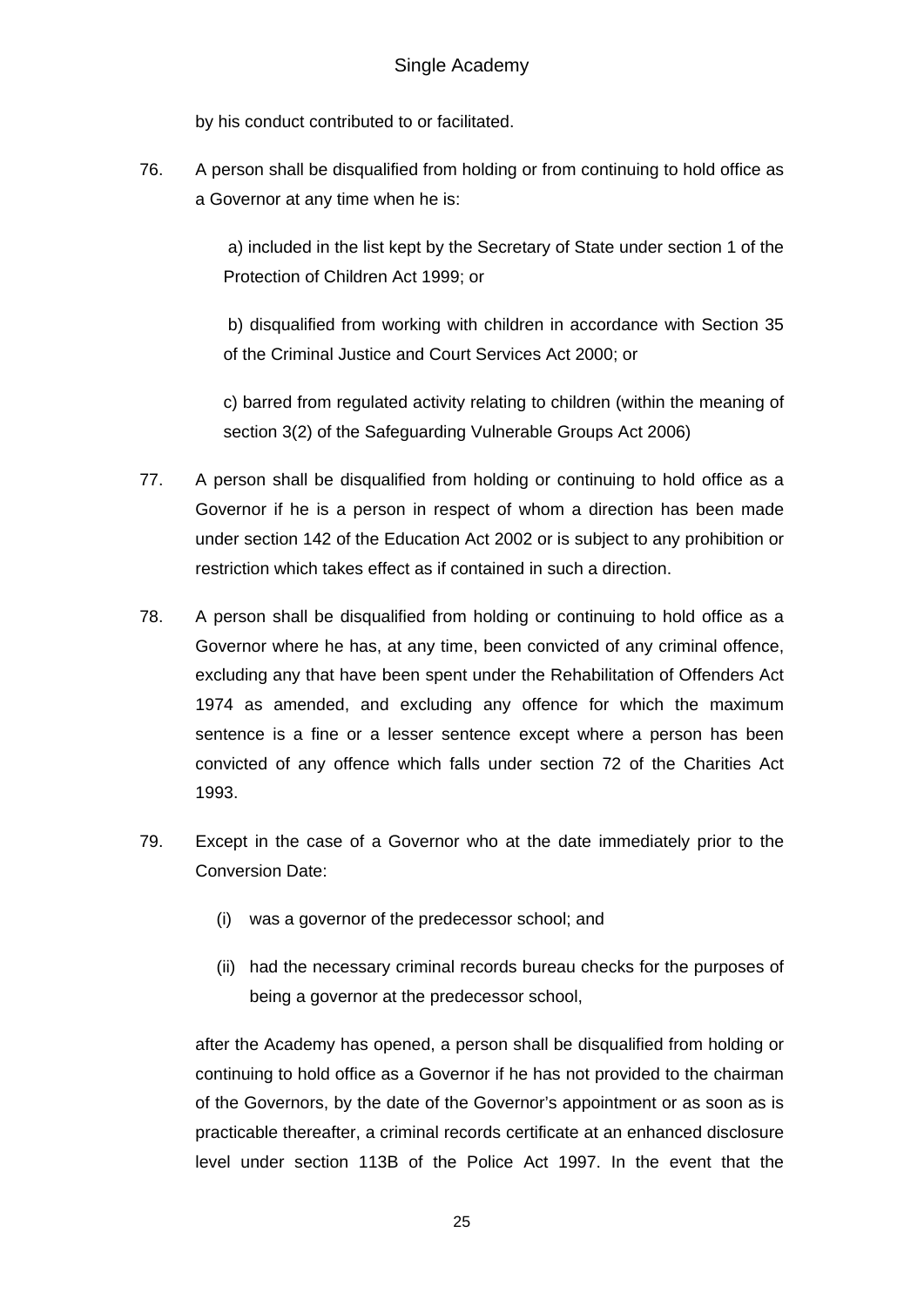by his conduct contributed to or facilitated.

76. A person shall be disqualified from holding or from continuing to hold office as a Governor at any time when he is:

 a) included in the list kept by the Secretary of State under section 1 of the Protection of Children Act 1999; or

 b) disqualified from working with children in accordance with Section 35 of the Criminal Justice and Court Services Act 2000; or

 c) barred from regulated activity relating to children (within the meaning of section 3(2) of the Safeguarding Vulnerable Groups Act 2006)

77. A person shall be disqualified from holding or continuing to hold office as a Governor if he is a person in respect of whom a direction has been made under section 142 of the Education Act 2002 or is subject to any prohibition or restriction which takes effect as if contained in such a direction.

78. A person shall be disqualified from holding or continuing to hold office as a Governor where he has, at any time, been convicted of any criminal offence, excluding any that have been spent under the Rehabilitation of Offenders Act 1974 as amended, and excluding any offence for which the maximum sentence is a fine or a lesser sentence except where a person has been convicted of any offence which falls under section 72 of the Charities Act 1993.

79. Except in the case of a Governor who at the date immediately prior to the Conversion Date:

 (i) was a governor of the predecessor school; and

 (ii) had the necessary criminal records bureau checks for the purposes of being a governor at the predecessor school,

 after the Academy has opened, a person shall be disqualified from holding or continuing to hold office as a Governor if he has not provided to the chairman of the Governors, by the date of the Governor's appointment or as soon as is practicable thereafter, a criminal records certificate at an enhanced disclosure level under section 113B of the Police Act 1997. In the event that the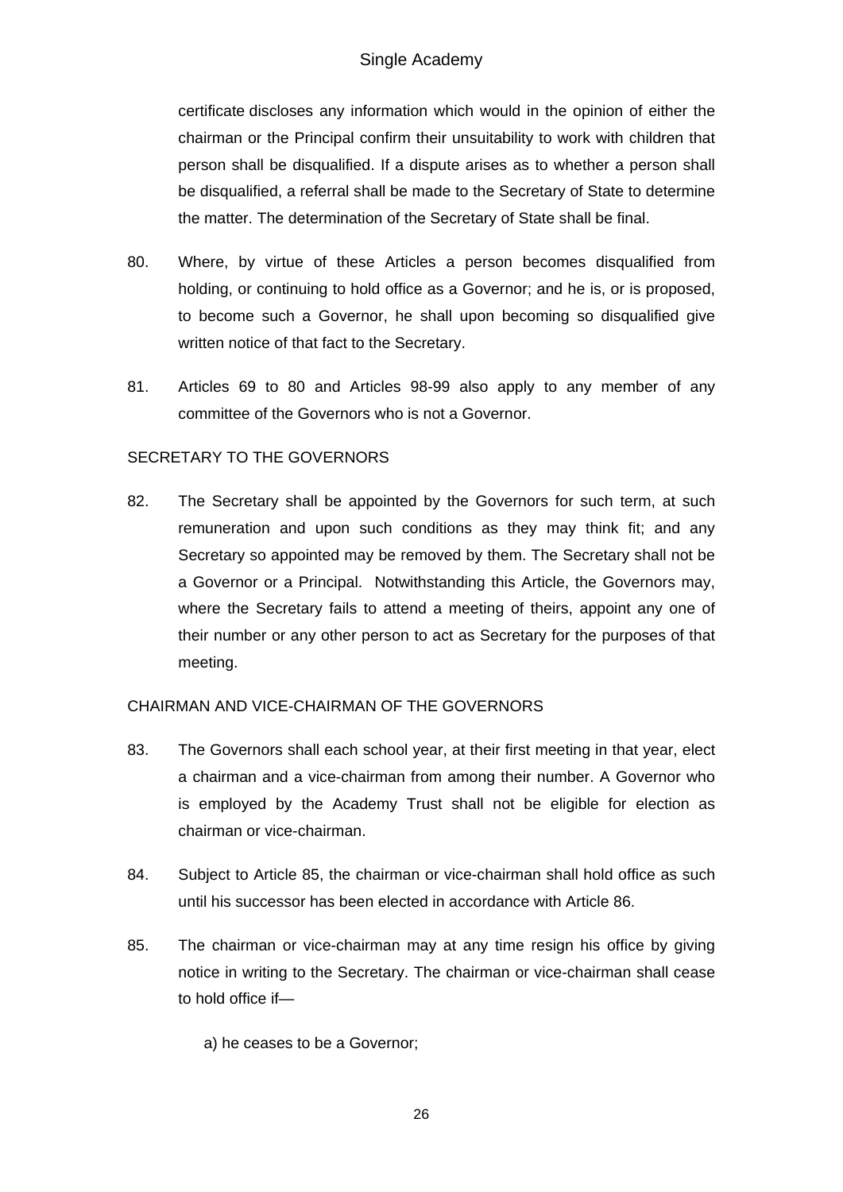certificate discloses any information which would in the opinion of either the chairman or the Principal confirm their unsuitability to work with children that person shall be disqualified. If a dispute arises as to whether a person shall be disqualified, a referral shall be made to the Secretary of State to determine the matter. The determination of the Secretary of State shall be final.

80. Where, by virtue of these Articles a person becomes disqualified from holding, or continuing to hold office as a Governor; and he is, or is proposed, to become such a Governor, he shall upon becoming so disqualified give written notice of that fact to the Secretary.

81. Articles 69 to 80 and Articles 98-99 also apply to any member of any committee of the Governors who is not a Governor.

SECRETARY TO THE GOVERNORS

82. The Secretary shall be appointed by the Governors for such term, at such remuneration and upon such conditions as they may think fit; and any Secretary so appointed may be removed by them. The Secretary shall not be a Governor or a Principal. Notwithstanding this Article, the Governors may, where the Secretary fails to attend a meeting of theirs, appoint any one of their number or any other person to act as Secretary for the purposes of that meeting.

CHAIRMAN AND VICE-CHAIRMAN OF THE GOVERNORS

83. The Governors shall each school year, at their first meeting in that year, elect a chairman and a vice-chairman from among their number. A Governor who is employed by the Academy Trust shall not be eligible for election as chairman or vice-chairman.

84. Subject to Article 85, the chairman or vice-chairman shall hold office as such until his successor has been elected in accordance with Article 86.

85. The chairman or vice-chairman may at any time resign his office by giving notice in writing to the Secretary. The chairman or vice-chairman shall cease to hold office if—

    a) he ceases to be a Governor;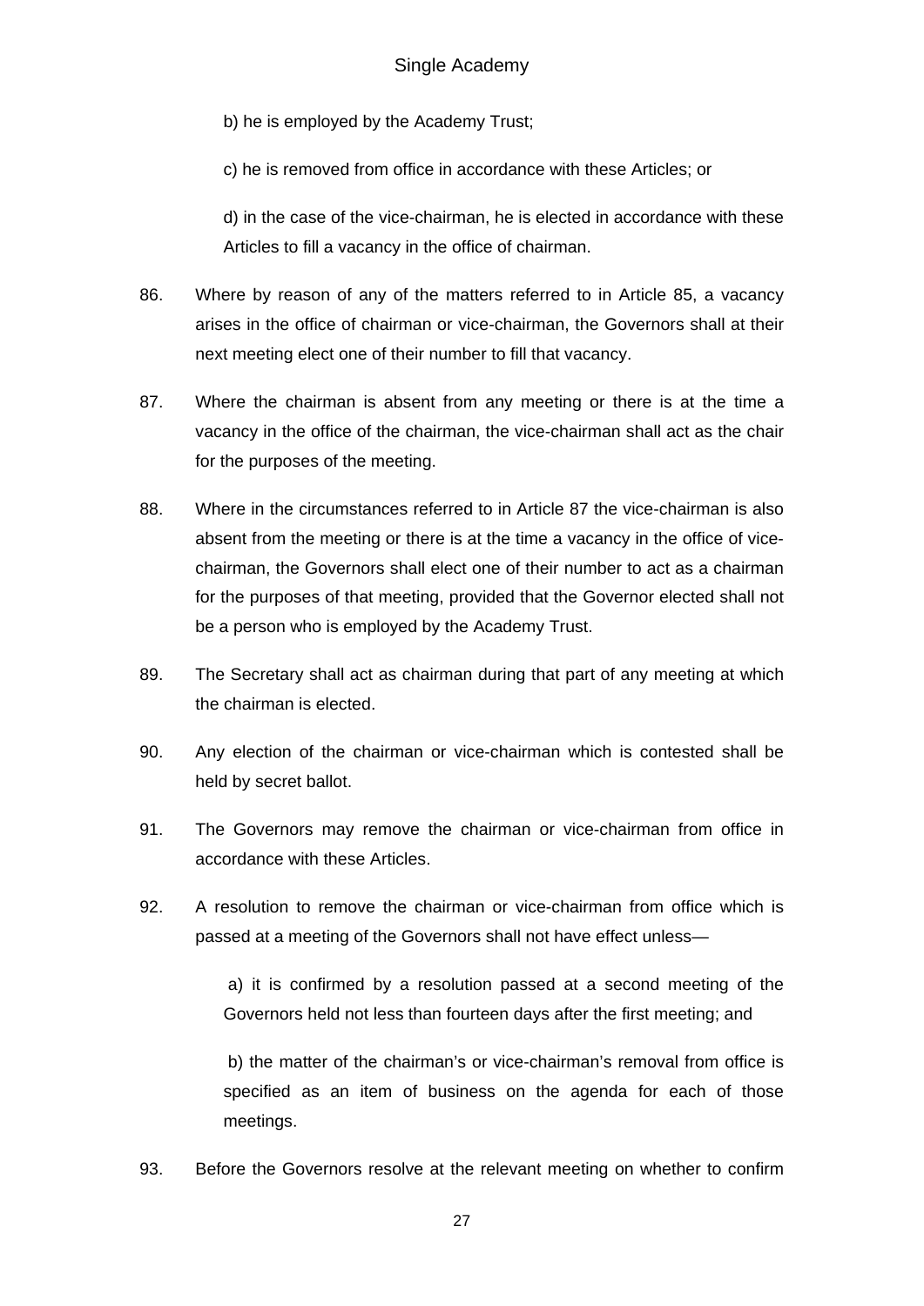b) he is employed by the Academy Trust;

c) he is removed from office in accordance with these Articles; or

d) in the case of the vice-chairman, he is elected in accordance with these Articles to fill a vacancy in the office of chairman.

86. Where by reason of any of the matters referred to in Article 85, a vacancy arises in the office of chairman or vice-chairman, the Governors shall at their next meeting elect one of their number to fill that vacancy.

87. Where the chairman is absent from any meeting or there is at the time a vacancy in the office of the chairman, the vice-chairman shall act as the chair for the purposes of the meeting.

88. Where in the circumstances referred to in Article 87 the vice-chairman is also absent from the meeting or there is at the time a vacancy in the office of vice-chairman, the Governors shall elect one of their number to act as a chairman for the purposes of that meeting, provided that the Governor elected shall not be a person who is employed by the Academy Trust.

89. The Secretary shall act as chairman during that part of any meeting at which the chairman is elected.

90. Any election of the chairman or vice-chairman which is contested shall be held by secret ballot.

91. The Governors may remove the chairman or vice-chairman from office in accordance with these Articles.

92. A resolution to remove the chairman or vice-chairman from office which is passed at a meeting of the Governors shall not have effect unless—

a) it is confirmed by a resolution passed at a second meeting of the Governors held not less than fourteen days after the first meeting; and

b) the matter of the chairman's or vice-chairman's removal from office is specified as an item of business on the agenda for each of those meetings.

93. Before the Governors resolve at the relevant meeting on whether to confirm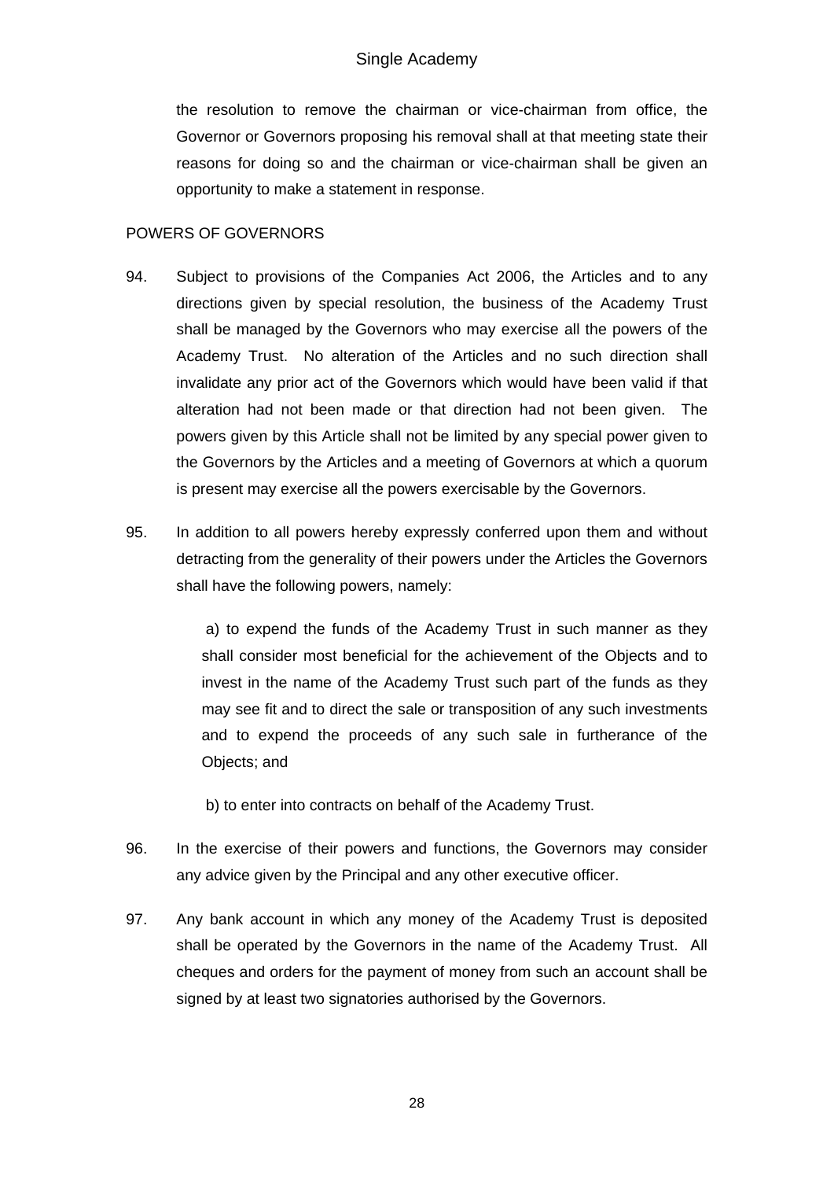the resolution to remove the chairman or vice-chairman from office, the Governor or Governors proposing his removal shall at that meeting state their reasons for doing so and the chairman or vice-chairman shall be given an opportunity to make a statement in response.

POWERS OF GOVERNORS

94. Subject to provisions of the Companies Act 2006, the Articles and to any directions given by special resolution, the business of the Academy Trust shall be managed by the Governors who may exercise all the powers of the Academy Trust. No alteration of the Articles and no such direction shall invalidate any prior act of the Governors which would have been valid if that alteration had not been made or that direction had not been given. The powers given by this Article shall not be limited by any special power given to the Governors by the Articles and a meeting of Governors at which a quorum is present may exercise all the powers exercisable by the Governors.

95. In addition to all powers hereby expressly conferred upon them and without detracting from the generality of their powers under the Articles the Governors shall have the following powers, namely:

   a) to expend the funds of the Academy Trust in such manner as they shall consider most beneficial for the achievement of the Objects and to invest in the name of the Academy Trust such part of the funds as they may see fit and to direct the sale or transposition of any such investments and to expend the proceeds of any such sale in furtherance of the Objects; and

   b) to enter into contracts on behalf of the Academy Trust.

96. In the exercise of their powers and functions, the Governors may consider any advice given by the Principal and any other executive officer.

97. Any bank account in which any money of the Academy Trust is deposited shall be operated by the Governors in the name of the Academy Trust. All cheques and orders for the payment of money from such an account shall be signed by at least two signatories authorised by the Governors.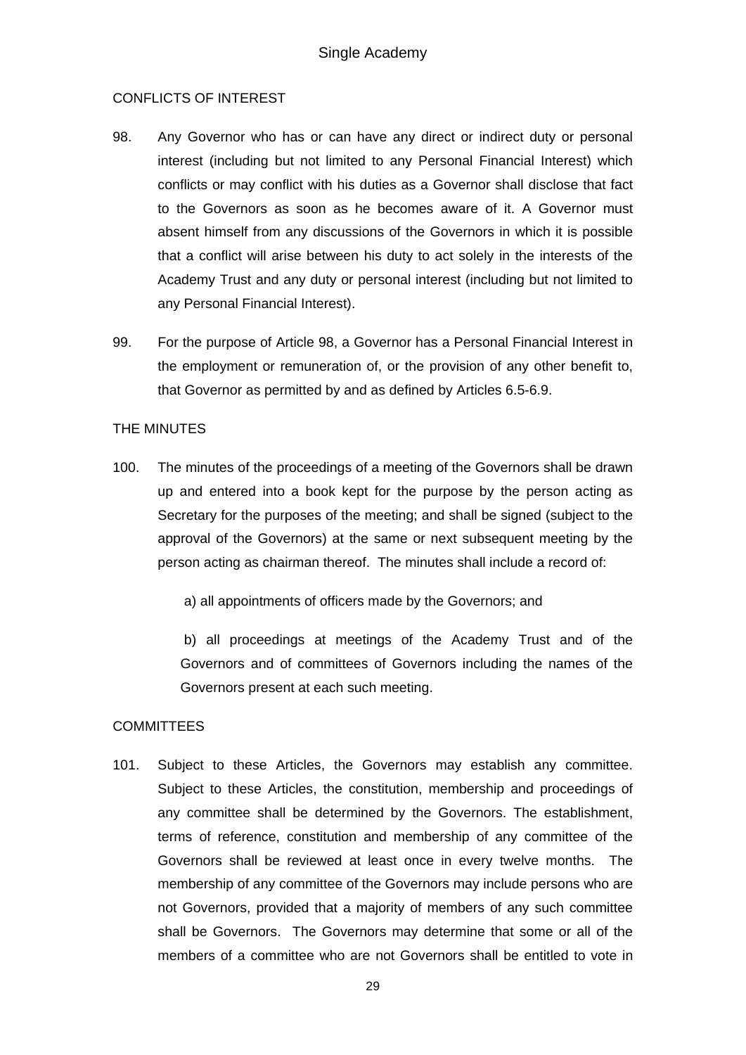## CONFLICTS OF INTEREST

98. Any Governor who has or can have any direct or indirect duty or personal interest (including but not limited to any Personal Financial Interest) which conflicts or may conflict with his duties as a Governor shall disclose that fact to the Governors as soon as he becomes aware of it. A Governor must absent himself from any discussions of the Governors in which it is possible that a conflict will arise between his duty to act solely in the interests of the Academy Trust and any duty or personal interest (including but not limited to any Personal Financial Interest).

99. For the purpose of Article 98, a Governor has a Personal Financial Interest in the employment or remuneration of, or the provision of any other benefit to, that Governor as permitted by and as defined by Articles 6.5-6.9.

## THE MINUTES

100. The minutes of the proceedings of a meeting of the Governors shall be drawn up and entered into a book kept for the purpose by the person acting as Secretary for the purposes of the meeting; and shall be signed (subject to the approval of the Governors) at the same or next subsequent meeting by the person acting as chairman thereof. The minutes shall include a record of:

    a) all appointments of officers made by the Governors; and

    b) all proceedings at meetings of the Academy Trust and of the Governors and of committees of Governors including the names of the Governors present at each such meeting.

## COMMITTEES

101. Subject to these Articles, the Governors may establish any committee. Subject to these Articles, the constitution, membership and proceedings of any committee shall be determined by the Governors. The establishment, terms of reference, constitution and membership of any committee of the Governors shall be reviewed at least once in every twelve months. The membership of any committee of the Governors may include persons who are not Governors, provided that a majority of members of any such committee shall be Governors. The Governors may determine that some or all of the members of a committee who are not Governors shall be entitled to vote in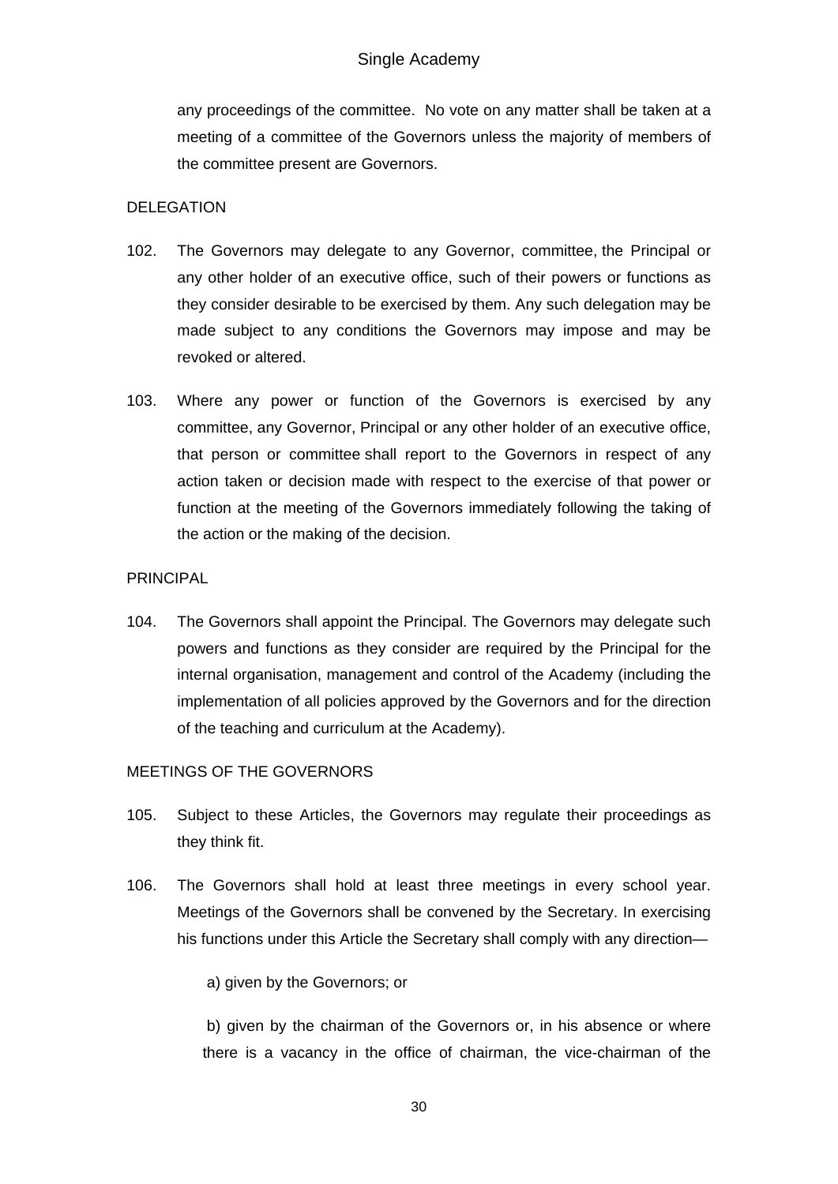any proceedings of the committee. No vote on any matter shall be taken at a meeting of a committee of the Governors unless the majority of members of the committee present are Governors.

DELEGATION

102. The Governors may delegate to any Governor, committee, the Principal or any other holder of an executive office, such of their powers or functions as they consider desirable to be exercised by them. Any such delegation may be made subject to any conditions the Governors may impose and may be revoked or altered.

103. Where any power or function of the Governors is exercised by any committee, any Governor, Principal or any other holder of an executive office, that person or committee shall report to the Governors in respect of any action taken or decision made with respect to the exercise of that power or function at the meeting of the Governors immediately following the taking of the action or the making of the decision.

PRINCIPAL

104. The Governors shall appoint the Principal. The Governors may delegate such powers and functions as they consider are required by the Principal for the internal organisation, management and control of the Academy (including the implementation of all policies approved by the Governors and for the direction of the teaching and curriculum at the Academy).

MEETINGS OF THE GOVERNORS

105. Subject to these Articles, the Governors may regulate their proceedings as they think fit.

106. The Governors shall hold at least three meetings in every school year. Meetings of the Governors shall be convened by the Secretary. In exercising his functions under this Article the Secretary shall comply with any direction—

a) given by the Governors; or

b) given by the chairman of the Governors or, in his absence or where there is a vacancy in the office of chairman, the vice-chairman of the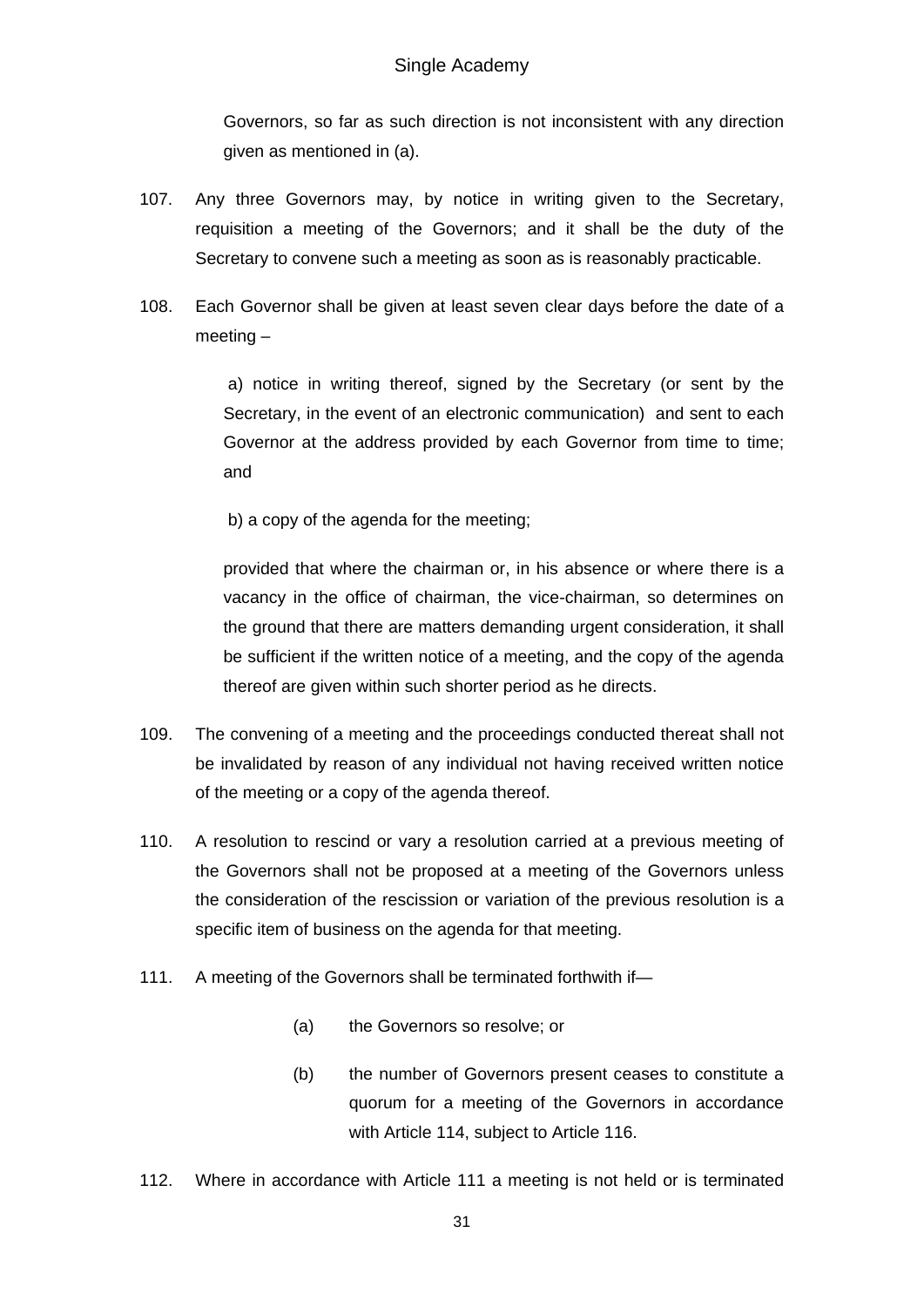Governors, so far as such direction is not inconsistent with any direction given as mentioned in (a).

107. Any three Governors may, by notice in writing given to the Secretary, requisition a meeting of the Governors; and it shall be the duty of the Secretary to convene such a meeting as soon as is reasonably practicable.

108. Each Governor shall be given at least seven clear days before the date of a meeting –

a) notice in writing thereof, signed by the Secretary (or sent by the Secretary, in the event of an electronic communication) and sent to each Governor at the address provided by each Governor from time to time; and

b) a copy of the agenda for the meeting;

provided that where the chairman or, in his absence or where there is a vacancy in the office of chairman, the vice-chairman, so determines on the ground that there are matters demanding urgent consideration, it shall be sufficient if the written notice of a meeting, and the copy of the agenda thereof are given within such shorter period as he directs.

109. The convening of a meeting and the proceedings conducted thereat shall not be invalidated by reason of any individual not having received written notice of the meeting or a copy of the agenda thereof.

110. A resolution to rescind or vary a resolution carried at a previous meeting of the Governors shall not be proposed at a meeting of the Governors unless the consideration of the rescission or variation of the previous resolution is a specific item of business on the agenda for that meeting.

111. A meeting of the Governors shall be terminated forthwith if—

(a) the Governors so resolve; or

(b) the number of Governors present ceases to constitute a quorum for a meeting of the Governors in accordance with Article 114, subject to Article 116.

112. Where in accordance with Article 111 a meeting is not held or is terminated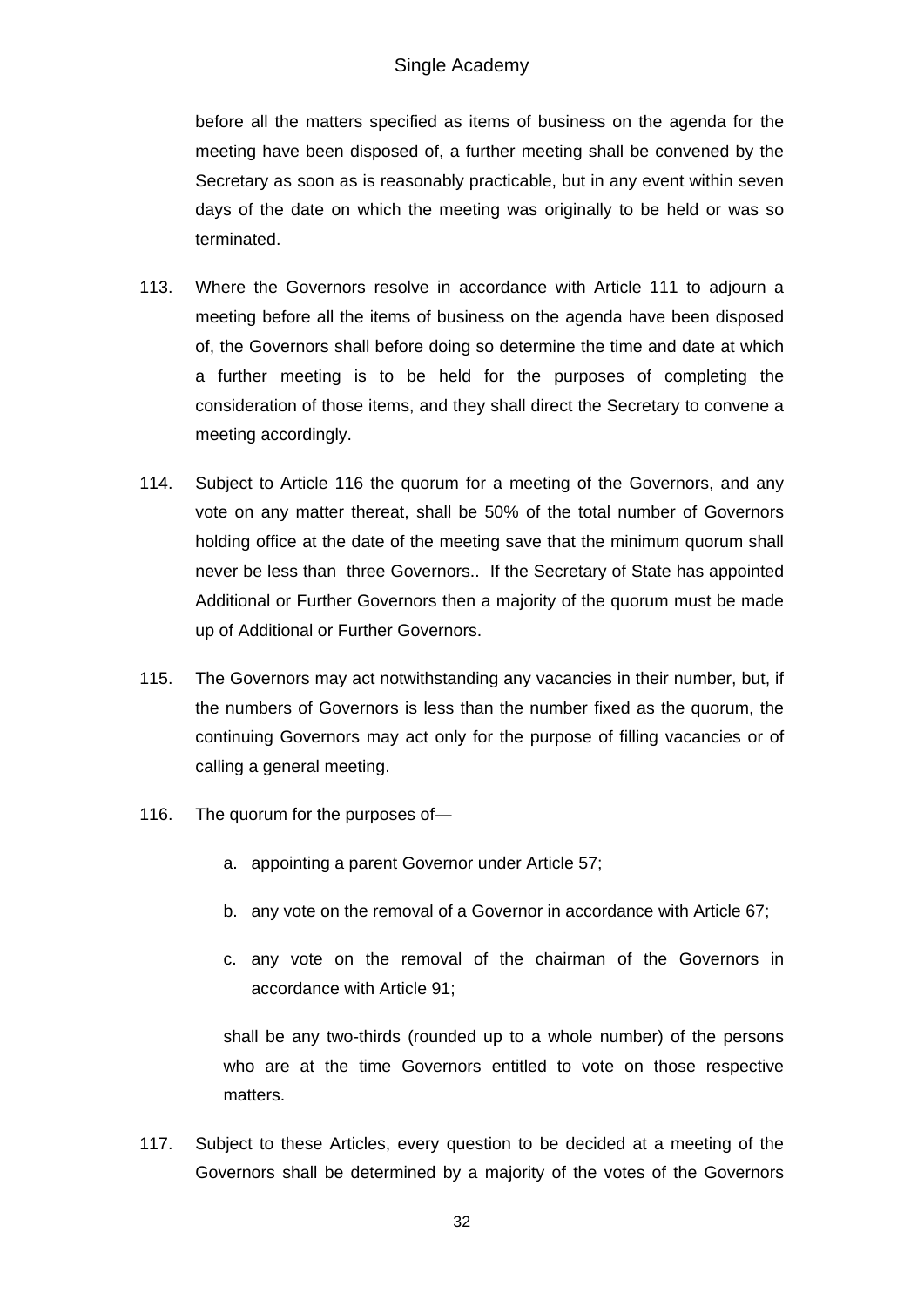before all the matters specified as items of business on the agenda for the meeting have been disposed of, a further meeting shall be convened by the Secretary as soon as is reasonably practicable, but in any event within seven days of the date on which the meeting was originally to be held or was so terminated.

113. Where the Governors resolve in accordance with Article 111 to adjourn a meeting before all the items of business on the agenda have been disposed of, the Governors shall before doing so determine the time and date at which a further meeting is to be held for the purposes of completing the consideration of those items, and they shall direct the Secretary to convene a meeting accordingly.

114. Subject to Article 116 the quorum for a meeting of the Governors, and any vote on any matter thereat, shall be 50% of the total number of Governors holding office at the date of the meeting save that the minimum quorum shall never be less than three Governors.. If the Secretary of State has appointed Additional or Further Governors then a majority of the quorum must be made up of Additional or Further Governors.

115. The Governors may act notwithstanding any vacancies in their number, but, if the numbers of Governors is less than the number fixed as the quorum, the continuing Governors may act only for the purpose of filling vacancies or of calling a general meeting.

116. The quorum for the purposes of—

   a. appointing a parent Governor under Article 57;

   b. any vote on the removal of a Governor in accordance with Article 67;

   c. any vote on the removal of the chairman of the Governors in accordance with Article 91;

   shall be any two-thirds (rounded up to a whole number) of the persons who are at the time Governors entitled to vote on those respective matters.

117. Subject to these Articles, every question to be decided at a meeting of the Governors shall be determined by a majority of the votes of the Governors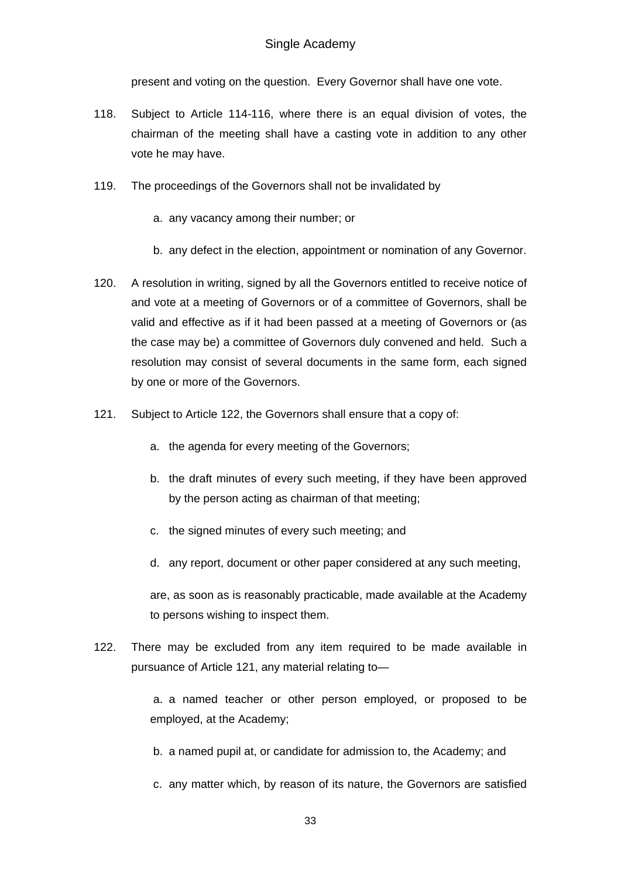present and voting on the question. Every Governor shall have one vote.

118. Subject to Article 114-116, where there is an equal division of votes, the chairman of the meeting shall have a casting vote in addition to any other vote he may have.

119. The proceedings of the Governors shall not be invalidated by

a. any vacancy among their number; or

b. any defect in the election, appointment or nomination of any Governor.

120. A resolution in writing, signed by all the Governors entitled to receive notice of and vote at a meeting of Governors or of a committee of Governors, shall be valid and effective as if it had been passed at a meeting of Governors or (as the case may be) a committee of Governors duly convened and held. Such a resolution may consist of several documents in the same form, each signed by one or more of the Governors.

121. Subject to Article 122, the Governors shall ensure that a copy of:

a. the agenda for every meeting of the Governors;

b. the draft minutes of every such meeting, if they have been approved by the person acting as chairman of that meeting;

c. the signed minutes of every such meeting; and

d. any report, document or other paper considered at any such meeting,

are, as soon as is reasonably practicable, made available at the Academy to persons wishing to inspect them.

122. There may be excluded from any item required to be made available in pursuance of Article 121, any material relating to—

a. a named teacher or other person employed, or proposed to be employed, at the Academy;

b. a named pupil at, or candidate for admission to, the Academy; and

c. any matter which, by reason of its nature, the Governors are satisfied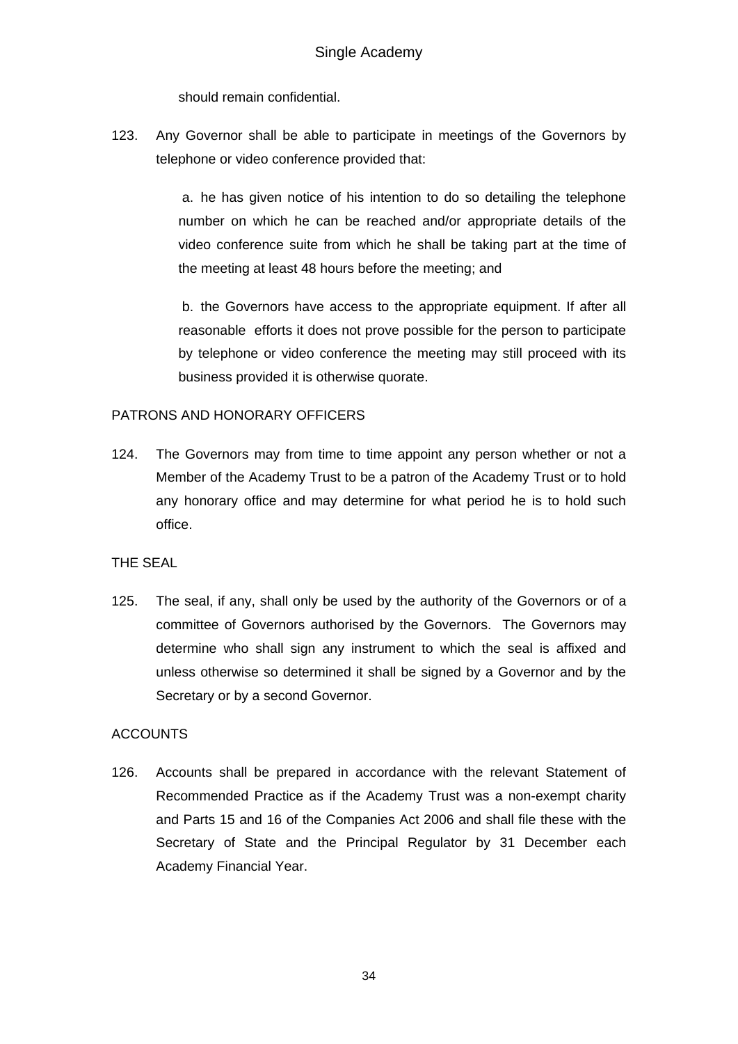should remain confidential.

123. Any Governor shall be able to participate in meetings of the Governors by telephone or video conference provided that:

a. he has given notice of his intention to do so detailing the telephone number on which he can be reached and/or appropriate details of the video conference suite from which he shall be taking part at the time of the meeting at least 48 hours before the meeting; and

b. the Governors have access to the appropriate equipment. If after all reasonable efforts it does not prove possible for the person to participate by telephone or video conference the meeting may still proceed with its business provided it is otherwise quorate.

PATRONS AND HONORARY OFFICERS

124. The Governors may from time to time appoint any person whether or not a Member of the Academy Trust to be a patron of the Academy Trust or to hold any honorary office and may determine for what period he is to hold such office.

THE SEAL

125. The seal, if any, shall only be used by the authority of the Governors or of a committee of Governors authorised by the Governors. The Governors may determine who shall sign any instrument to which the seal is affixed and unless otherwise so determined it shall be signed by a Governor and by the Secretary or by a second Governor.

ACCOUNTS

126. Accounts shall be prepared in accordance with the relevant Statement of Recommended Practice as if the Academy Trust was a non-exempt charity and Parts 15 and 16 of the Companies Act 2006 and shall file these with the Secretary of State and the Principal Regulator by 31 December each Academy Financial Year.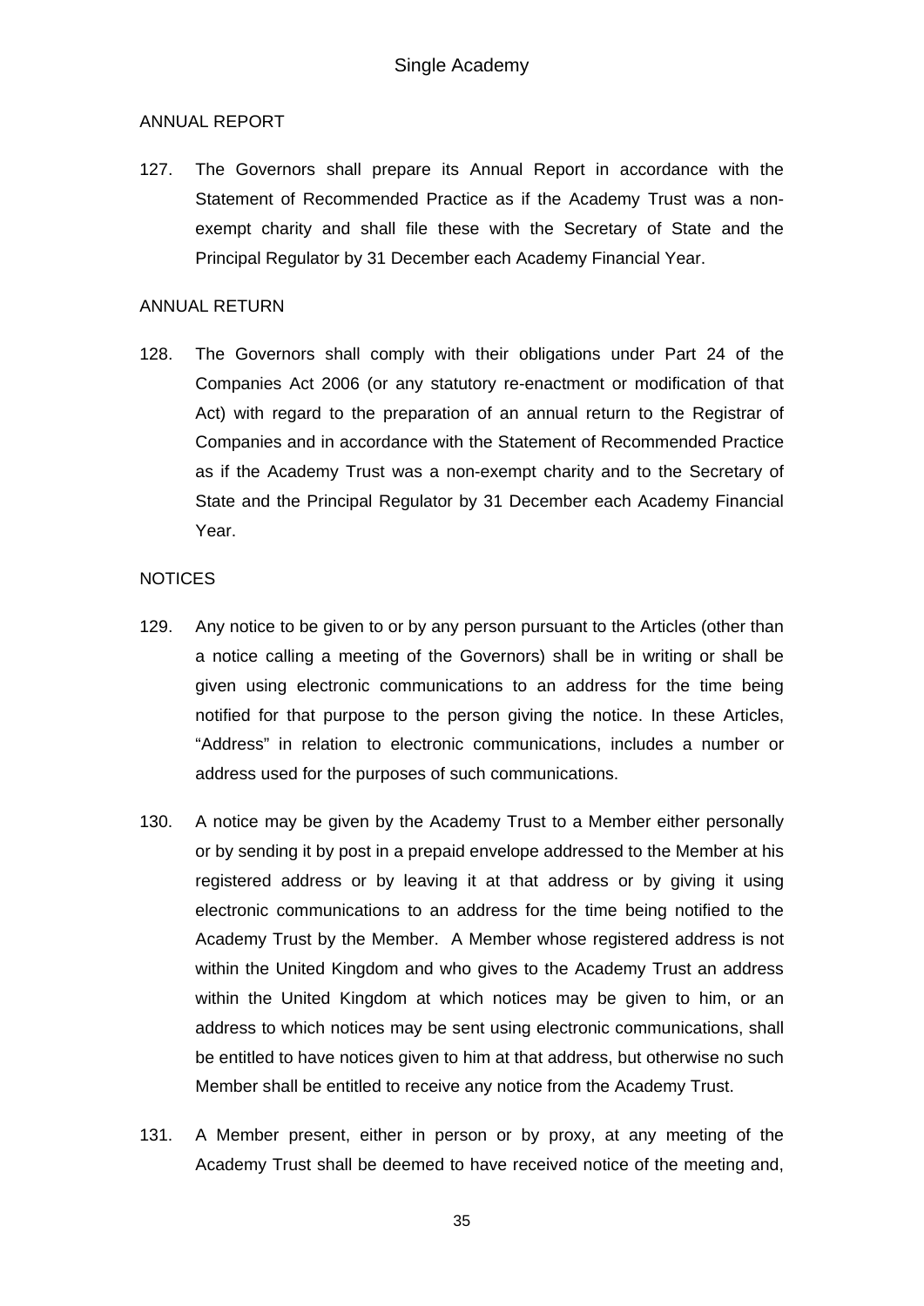ANNUAL REPORT

127. The Governors shall prepare its Annual Report in accordance with the Statement of Recommended Practice as if the Academy Trust was a non-exempt charity and shall file these with the Secretary of State and the Principal Regulator by 31 December each Academy Financial Year.

ANNUAL RETURN

128. The Governors shall comply with their obligations under Part 24 of the Companies Act 2006 (or any statutory re-enactment or modification of that Act) with regard to the preparation of an annual return to the Registrar of Companies and in accordance with the Statement of Recommended Practice as if the Academy Trust was a non-exempt charity and to the Secretary of State and the Principal Regulator by 31 December each Academy Financial Year.

NOTICES

129. Any notice to be given to or by any person pursuant to the Articles (other than a notice calling a meeting of the Governors) shall be in writing or shall be given using electronic communications to an address for the time being notified for that purpose to the person giving the notice. In these Articles, "Address" in relation to electronic communications, includes a number or address used for the purposes of such communications.

130. A notice may be given by the Academy Trust to a Member either personally or by sending it by post in a prepaid envelope addressed to the Member at his registered address or by leaving it at that address or by giving it using electronic communications to an address for the time being notified to the Academy Trust by the Member. A Member whose registered address is not within the United Kingdom and who gives to the Academy Trust an address within the United Kingdom at which notices may be given to him, or an address to which notices may be sent using electronic communications, shall be entitled to have notices given to him at that address, but otherwise no such Member shall be entitled to receive any notice from the Academy Trust.

131. A Member present, either in person or by proxy, at any meeting of the Academy Trust shall be deemed to have received notice of the meeting and,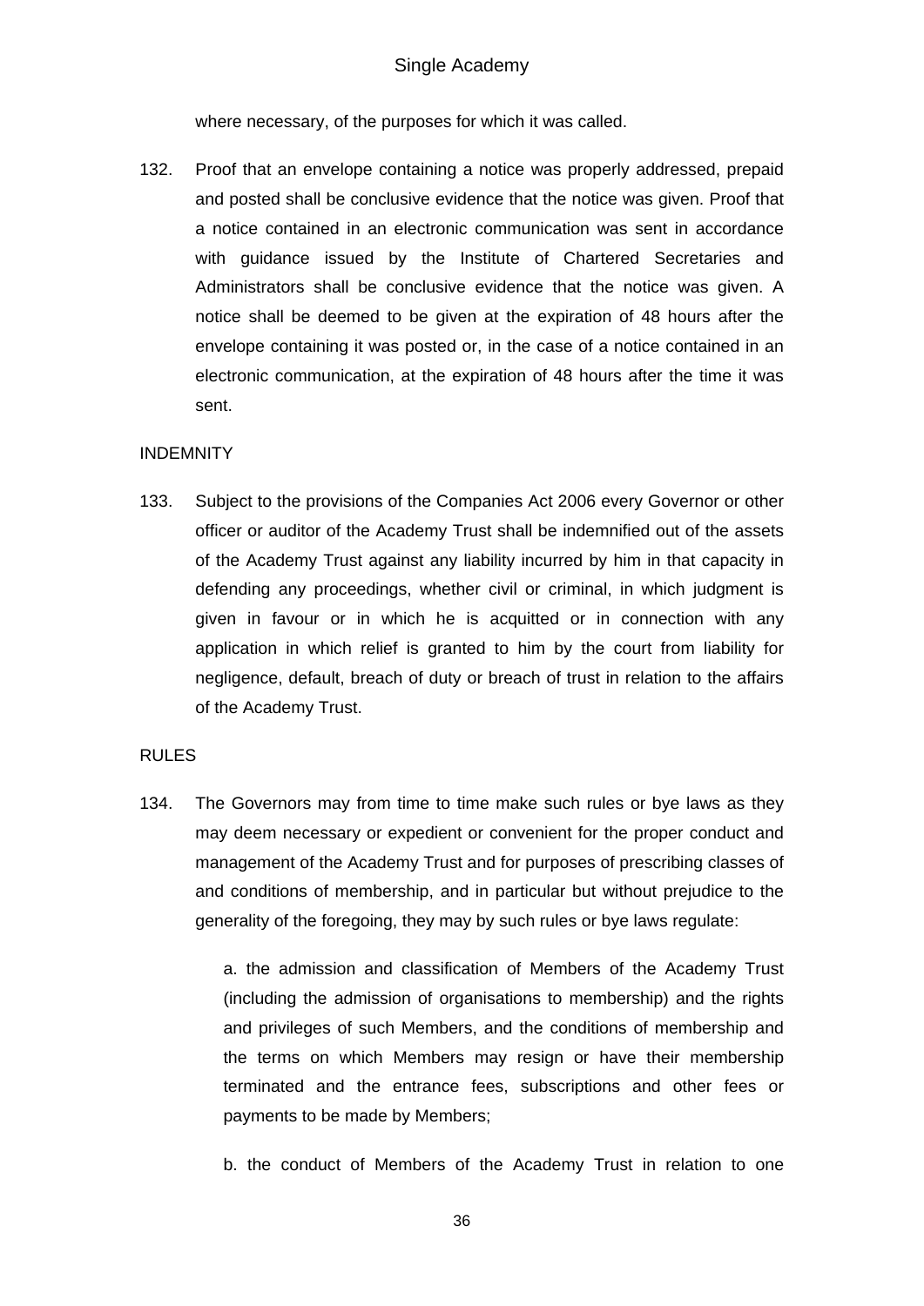where necessary, of the purposes for which it was called.

132. Proof that an envelope containing a notice was properly addressed, prepaid and posted shall be conclusive evidence that the notice was given. Proof that a notice contained in an electronic communication was sent in accordance with guidance issued by the Institute of Chartered Secretaries and Administrators shall be conclusive evidence that the notice was given. A notice shall be deemed to be given at the expiration of 48 hours after the envelope containing it was posted or, in the case of a notice contained in an electronic communication, at the expiration of 48 hours after the time it was sent.

INDEMNITY

133. Subject to the provisions of the Companies Act 2006 every Governor or other officer or auditor of the Academy Trust shall be indemnified out of the assets of the Academy Trust against any liability incurred by him in that capacity in defending any proceedings, whether civil or criminal, in which judgment is given in favour or in which he is acquitted or in connection with any application in which relief is granted to him by the court from liability for negligence, default, breach of duty or breach of trust in relation to the affairs of the Academy Trust.

RULES

134. The Governors may from time to time make such rules or bye laws as they may deem necessary or expedient or convenient for the proper conduct and management of the Academy Trust and for purposes of prescribing classes of and conditions of membership, and in particular but without prejudice to the generality of the foregoing, they may by such rules or bye laws regulate:

    a. the admission and classification of Members of the Academy Trust (including the admission of organisations to membership) and the rights and privileges of such Members, and the conditions of membership and the terms on which Members may resign or have their membership terminated and the entrance fees, subscriptions and other fees or payments to be made by Members;

    b. the conduct of Members of the Academy Trust in relation to one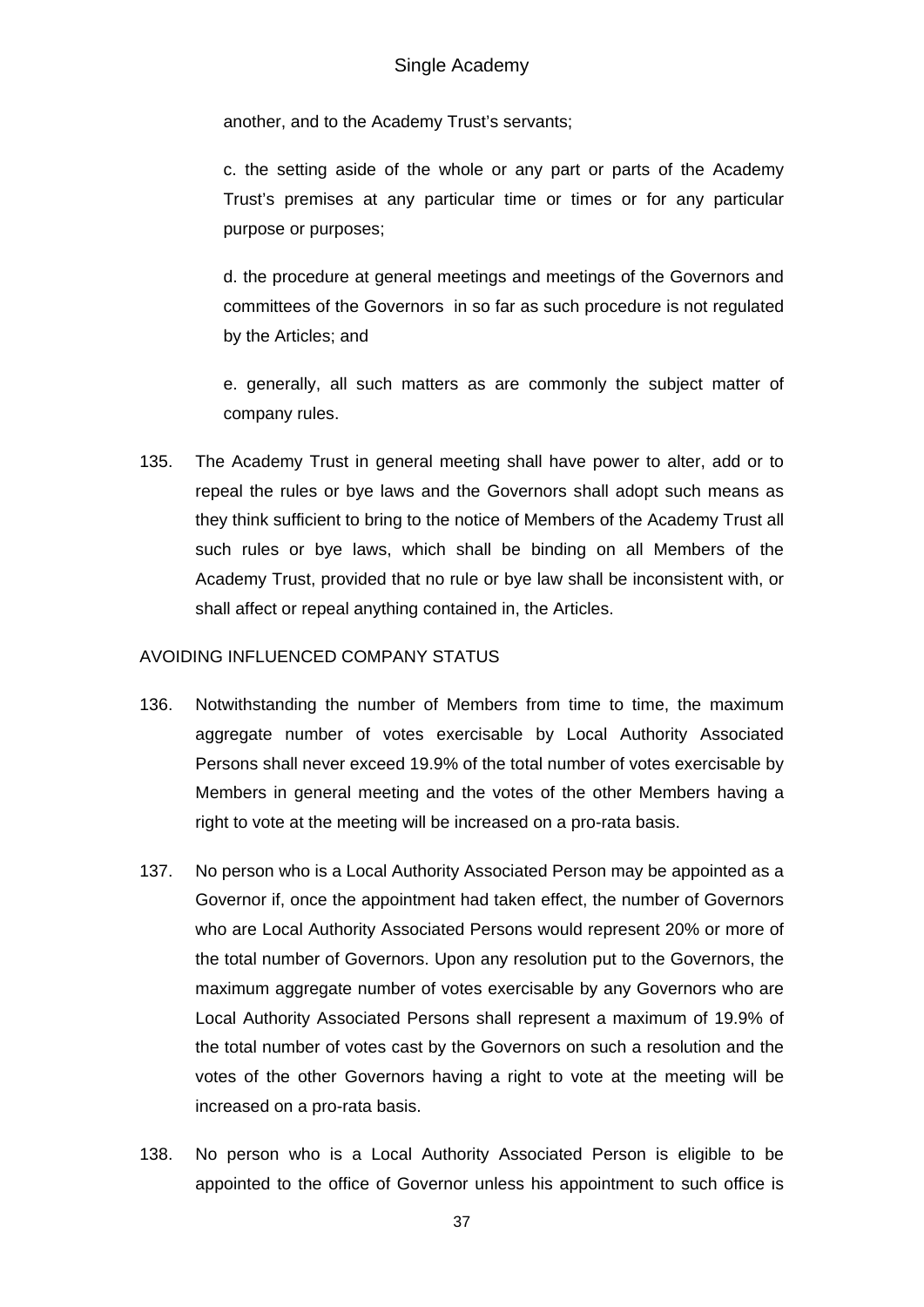another, and to the Academy Trust's servants;

c. the setting aside of the whole or any part or parts of the Academy Trust's premises at any particular time or times or for any particular purpose or purposes;

d. the procedure at general meetings and meetings of the Governors and committees of the Governors in so far as such procedure is not regulated by the Articles; and

e. generally, all such matters as are commonly the subject matter of company rules.

135. The Academy Trust in general meeting shall have power to alter, add or to repeal the rules or bye laws and the Governors shall adopt such means as they think sufficient to bring to the notice of Members of the Academy Trust all such rules or bye laws, which shall be binding on all Members of the Academy Trust, provided that no rule or bye law shall be inconsistent with, or shall affect or repeal anything contained in, the Articles.

AVOIDING INFLUENCED COMPANY STATUS

136. Notwithstanding the number of Members from time to time, the maximum aggregate number of votes exercisable by Local Authority Associated Persons shall never exceed 19.9% of the total number of votes exercisable by Members in general meeting and the votes of the other Members having a right to vote at the meeting will be increased on a pro-rata basis.

137. No person who is a Local Authority Associated Person may be appointed as a Governor if, once the appointment had taken effect, the number of Governors who are Local Authority Associated Persons would represent 20% or more of the total number of Governors. Upon any resolution put to the Governors, the maximum aggregate number of votes exercisable by any Governors who are Local Authority Associated Persons shall represent a maximum of 19.9% of the total number of votes cast by the Governors on such a resolution and the votes of the other Governors having a right to vote at the meeting will be increased on a pro-rata basis.

138. No person who is a Local Authority Associated Person is eligible to be appointed to the office of Governor unless his appointment to such office is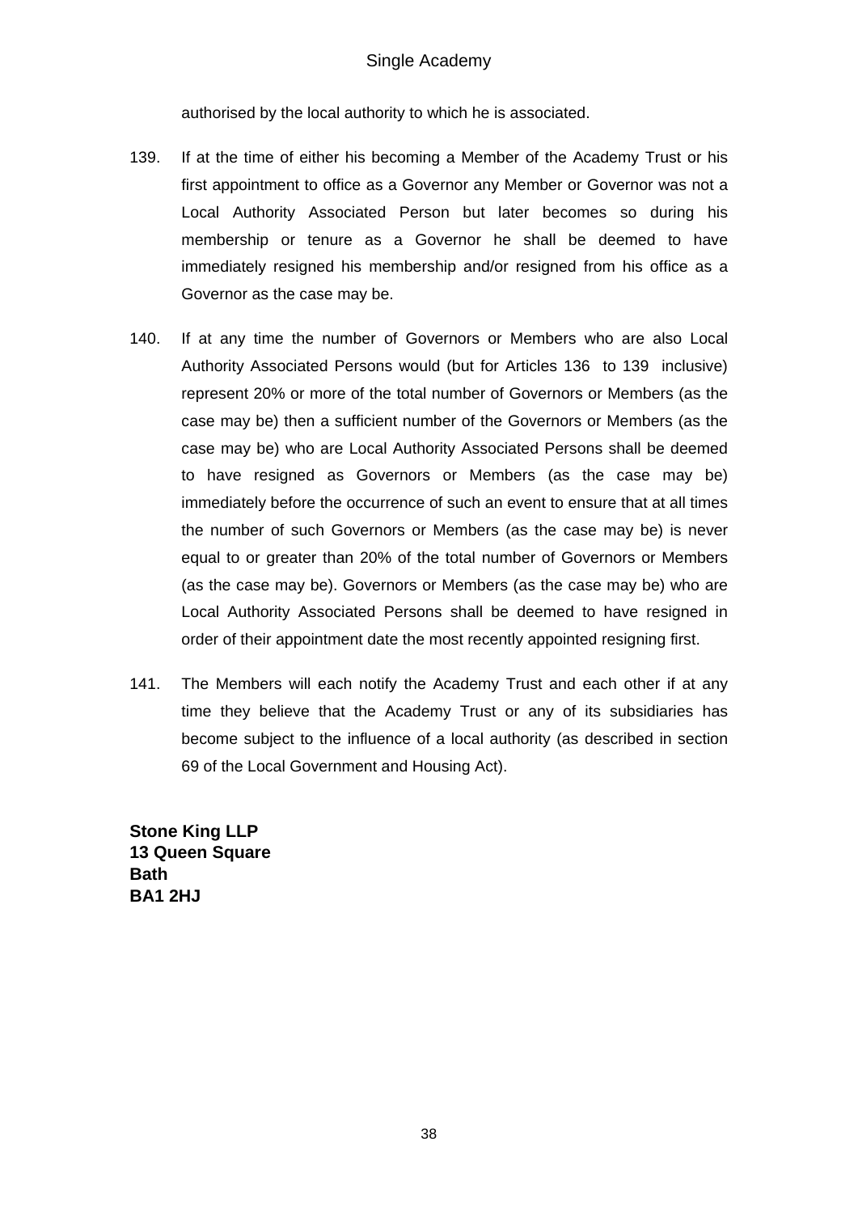authorised by the local authority to which he is associated.

139. If at the time of either his becoming a Member of the Academy Trust or his first appointment to office as a Governor any Member or Governor was not a Local Authority Associated Person but later becomes so during his membership or tenure as a Governor he shall be deemed to have immediately resigned his membership and/or resigned from his office as a Governor as the case may be.

140. If at any time the number of Governors or Members who are also Local Authority Associated Persons would (but for Articles 136 to 139 inclusive) represent 20% or more of the total number of Governors or Members (as the case may be) then a sufficient number of the Governors or Members (as the case may be) who are Local Authority Associated Persons shall be deemed to have resigned as Governors or Members (as the case may be) immediately before the occurrence of such an event to ensure that at all times the number of such Governors or Members (as the case may be) is never equal to or greater than 20% of the total number of Governors or Members (as the case may be). Governors or Members (as the case may be) who are Local Authority Associated Persons shall be deemed to have resigned in order of their appointment date the most recently appointed resigning first.

141. The Members will each notify the Academy Trust and each other if at any time they believe that the Academy Trust or any of its subsidiaries has become subject to the influence of a local authority (as described in section 69 of the Local Government and Housing Act).

**Stone King LLP**
**13 Queen Square**
**Bath**
**BA1 2HJ**